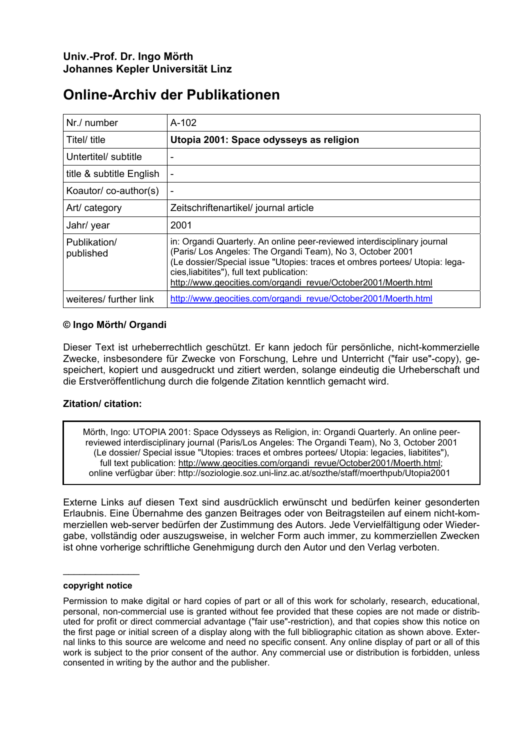**Univ.-Prof. Dr. Ingo Mörth**
**Johannes Kepler Universität Linz**

# Online-Archiv der Publikationen

| | |
|---|---|
| Nr./ number | A-102 |
| Titel/ title | **Utopia 2001: Space odysseys as religion** |
| Untertitel/ subtitle | - |
| title & subtitle English | - |
| Koautor/ co-author(s) | - |
| Art/ category | Zeitschriftenartikel/ journal article |
| Jahr/ year | 2001 |
| Publikation/ published | in: Organdi Quarterly. An online peer-reviewed interdisciplinary journal (Paris/ Los Angeles: The Organdi Team), No 3, October 2001 (Le dossier/Special issue "Utopies: traces et ombres portees/ Utopia: legacies,liabitites"), full text publication: http://www.geocities.com/organdi_revue/October2001/Moerth.html |
| weiteres/ further link | http://www.geocities.com/organdi_revue/October2001/Moerth.html |

**© Ingo Mörth/ Organdi**

Dieser Text ist urheberrechtlich geschützt. Er kann jedoch für persönliche, nicht-kommerzielle Zwecke, insbesondere für Zwecke von Forschung, Lehre und Unterricht ("fair use"-copy), gespeichert, kopiert und ausgedruckt und zitiert werden, solange eindeutig die Urheberschaft und die Erstveröffentlichung durch die folgende Zitation kenntlich gemacht wird.

**Zitation/ citation:**

> Mörth, Ingo: UTOPIA 2001: Space Odysseys as Religion, in: Organdi Quarterly. An online peer-reviewed interdisciplinary journal (Paris/Los Angeles: The Organdi Team), No 3, October 2001 (Le dossier/ Special issue "Utopies: traces et ombres portees/ Utopia: legacies, liabitites"), full text publication: http://www.geocities.com/organdi_revue/October2001/Moerth.html; online verfügbar über: http://soziologie.soz.uni-linz.ac.at/sozthe/staff/moerthpub/Utopia2001

Externe Links auf diesen Text sind ausdrücklich erwünscht und bedürfen keiner gesonderten Erlaubnis. Eine Übernahme des ganzen Beitrages oder von Beitragsteilen auf einem nicht-kommerziellen web-server bedürfen der Zustimmung des Autors. Jede Vervielfältigung oder Wiedergabe, vollständig oder auszugsweise, in welcher Form auch immer, zu kommerziellen Zwecken ist ohne vorherige schriftliche Genehmigung durch den Autor und den Verlag verboten.

---

**copyright notice**

Permission to make digital or hard copies of part or all of this work for scholarly, research, educational, personal, non-commercial use is granted without fee provided that these copies are not made or distributed for profit or direct commercial advantage ("fair use"-restriction), and that copies show this notice on the first page or initial screen of a display along with the full bibliographic citation as shown above. External links to this source are welcome and need no specific consent. Any online display of part or all of this work is subject to the prior consent of the author. Any commercial use or distribution is forbidden, unless consented in writing by the author and the publisher.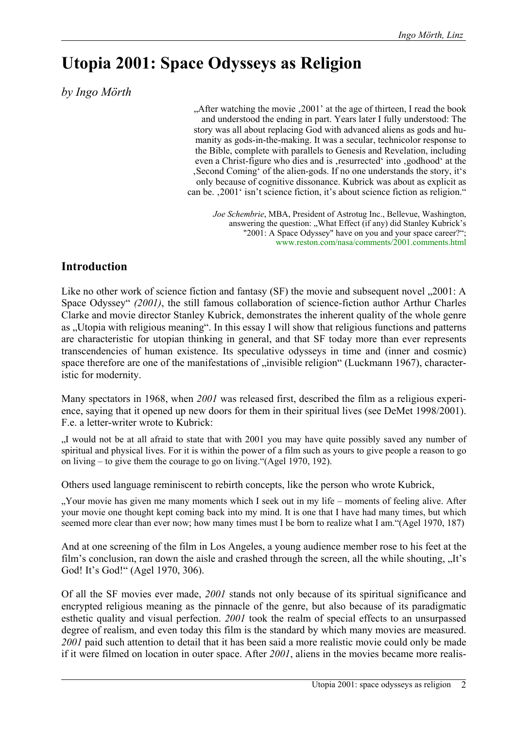# Utopia 2001: Space Odysseys as Religion

*by Ingo Mörth*

„After watching the movie ‚2001' at the age of thirteen, I read the book and understood the ending in part. Years later I fully understood: The story was all about replacing God with advanced aliens as gods and humanity as gods-in-the-making. It was a secular, technicolor response to the Bible, complete with parallels to Genesis and Revelation, including even a Christ-figure who dies and is ‚resurrected' into ‚godhood' at the ‚Second Coming' of the alien-gods. If no one understands the story, it's only because of cognitive dissonance. Kubrick was about as explicit as can be. ‚2001' isn't science fiction, it's about science fiction as religion."

*Joe Schembrie*, MBA, President of Astrotug Inc., Bellevue, Washington, answering the question: „What Effect (if any) did Stanley Kubrick's "2001: A Space Odyssey" have on you and your space career?"; www.reston.com/nasa/comments/2001.comments.html

## Introduction

Like no other work of science fiction and fantasy (SF) the movie and subsequent novel „2001: A Space Odyssey" *(2001)*, the still famous collaboration of science-fiction author Arthur Charles Clarke and movie director Stanley Kubrick, demonstrates the inherent quality of the whole genre as „Utopia with religious meaning". In this essay I will show that religious functions and patterns are characteristic for utopian thinking in general, and that SF today more than ever represents transcendencies of human existence. Its speculative odysseys in time and (inner and cosmic) space therefore are one of the manifestations of „invisible religion" (Luckmann 1967), characteristic for modernity.

Many spectators in 1968, when *2001* was released first, described the film as a religious experience, saying that it opened up new doors for them in their spiritual lives (see DeMet 1998/2001). F.e. a letter-writer wrote to Kubrick:

„I would not be at all afraid to state that with 2001 you may have quite possibly saved any number of spiritual and physical lives. For it is within the power of a film such as yours to give people a reason to go on living – to give them the courage to go on living."(Agel 1970, 192).

Others used language reminiscent to rebirth concepts, like the person who wrote Kubrick,

„Your movie has given me many moments which I seek out in my life – moments of feeling alive. After your movie one thought kept coming back into my mind. It is one that I have had many times, but which seemed more clear than ever now; how many times must I be born to realize what I am."(Agel 1970, 187)

And at one screening of the film in Los Angeles, a young audience member rose to his feet at the film's conclusion, ran down the aisle and crashed through the screen, all the while shouting, „It's God! It's God!" (Agel 1970, 306).

Of all the SF movies ever made, *2001* stands not only because of its spiritual significance and encrypted religious meaning as the pinnacle of the genre, but also because of its paradigmatic esthetic quality and visual perfection. *2001* took the realm of special effects to an unsurpassed degree of realism, and even today this film is the standard by which many movies are measured. *2001* paid such attention to detail that it has been said a more realistic movie could only be made if it were filmed on location in outer space. After *2001*, aliens in the movies became more realis-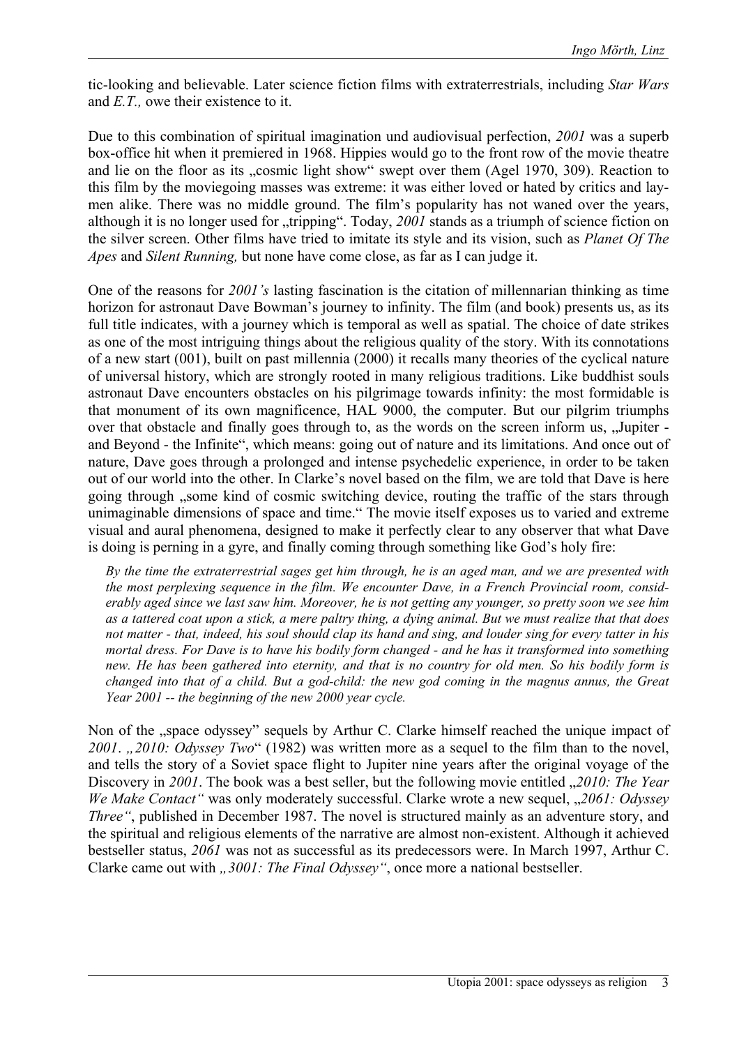tic-looking and believable. Later science fiction films with extraterrestrials, including *Star Wars* and *E.T.,* owe their existence to it.

Due to this combination of spiritual imagination und audiovisual perfection, *2001* was a superb box-office hit when it premiered in 1968. Hippies would go to the front row of the movie theatre and lie on the floor as its „cosmic light show“ swept over them (Agel 1970, 309). Reaction to this film by the moviegoing masses was extreme: it was either loved or hated by critics and laymen alike. There was no middle ground. The film's popularity has not waned over the years, although it is no longer used for „tripping“. Today, *2001* stands as a triumph of science fiction on the silver screen. Other films have tried to imitate its style and its vision, such as *Planet Of The Apes* and *Silent Running,* but none have come close, as far as I can judge it.

One of the reasons for *2001's* lasting fascination is the citation of millennarian thinking as time horizon for astronaut Dave Bowman's journey to infinity. The film (and book) presents us, as its full title indicates, with a journey which is temporal as well as spatial. The choice of date strikes as one of the most intriguing things about the religious quality of the story. With its connotations of a new start (001), built on past millennia (2000) it recalls many theories of the cyclical nature of universal history, which are strongly rooted in many religious traditions. Like buddhist souls astronaut Dave encounters obstacles on his pilgrimage towards infinity: the most formidable is that monument of its own magnificence, HAL 9000, the computer. But our pilgrim triumphs over that obstacle and finally goes through to, as the words on the screen inform us, „Jupiter - and Beyond - the Infinite“, which means: going out of nature and its limitations. And once out of nature, Dave goes through a prolonged and intense psychedelic experience, in order to be taken out of our world into the other. In Clarke's novel based on the film, we are told that Dave is here going through „some kind of cosmic switching device, routing the traffic of the stars through unimaginable dimensions of space and time.“ The movie itself exposes us to varied and extreme visual and aural phenomena, designed to make it perfectly clear to any observer that what Dave is doing is perning in a gyre, and finally coming through something like God's holy fire:

> *By the time the extraterrestrial sages get him through, he is an aged man, and we are presented with the most perplexing sequence in the film. We encounter Dave, in a French Provincial room, considerably aged since we last saw him. Moreover, he is not getting any younger, so pretty soon we see him as a tattered coat upon a stick, a mere paltry thing, a dying animal. But we must realize that that does not matter - that, indeed, his soul should clap its hand and sing, and louder sing for every tatter in his mortal dress. For Dave is to have his bodily form changed - and he has it transformed into something new. He has been gathered into eternity, and that is no country for old men. So his bodily form is changed into that of a child. But a god-child: the new god coming in the magnus annus, the Great Year 2001 -- the beginning of the new 2000 year cycle.*

Non of the „space odyssey" sequels by Arthur C. Clarke himself reached the unique impact of *2001*. *„2010: Odyssey Two*“ (1982) was written more as a sequel to the film than to the novel, and tells the story of a Soviet space flight to Jupiter nine years after the original voyage of the Discovery in *2001*. The book was a best seller, but the following movie entitled *„2010: The Year We Make Contact“* was only moderately successful. Clarke wrote a new sequel, *„2061: Odyssey Three“*, published in December 1987. The novel is structured mainly as an adventure story, and the spiritual and religious elements of the narrative are almost non-existent. Although it achieved bestseller status, *2061* was not as successful as its predecessors were. In March 1997, Arthur C. Clarke came out with *„3001: The Final Odyssey“*, once more a national bestseller.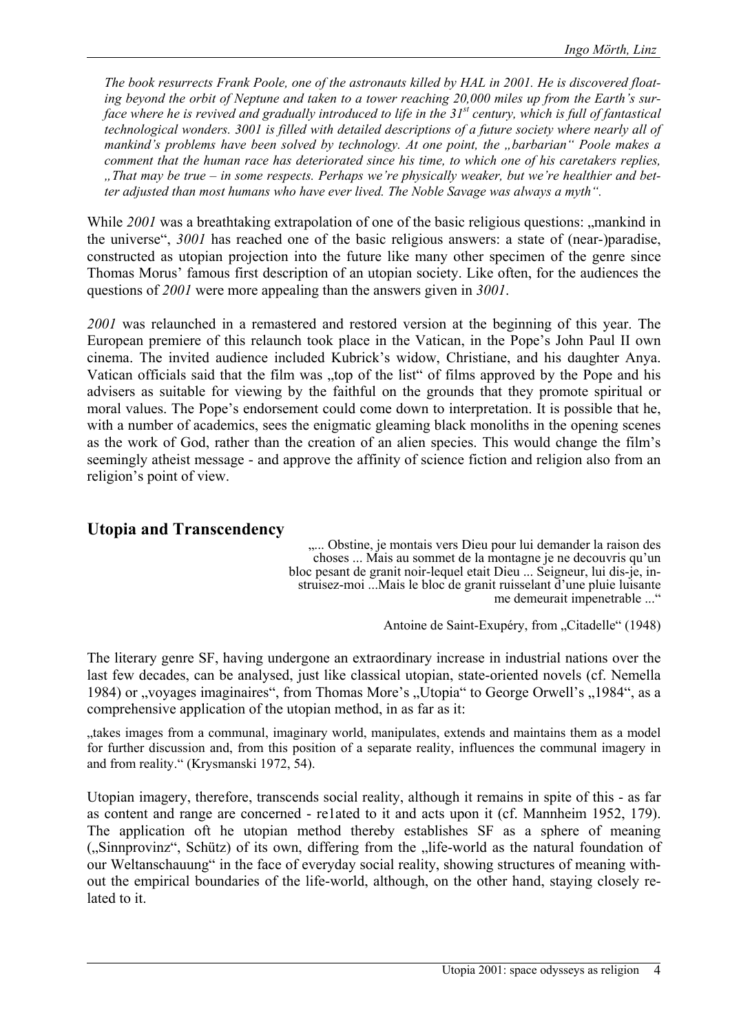*The book resurrects Frank Poole, one of the astronauts killed by HAL in 2001. He is discovered floating beyond the orbit of Neptune and taken to a tower reaching 20,000 miles up from the Earth's surface where he is revived and gradually introduced to life in the 31st century, which is full of fantastical technological wonders. 3001 is filled with detailed descriptions of a future society where nearly all of mankind's problems have been solved by technology. At one point, the „barbarian" Poole makes a comment that the human race has deteriorated since his time, to which one of his caretakers replies, „That may be true – in some respects. Perhaps we're physically weaker, but we're healthier and better adjusted than most humans who have ever lived. The Noble Savage was always a myth".*

While *2001* was a breathtaking extrapolation of one of the basic religious questions: „mankind in the universe", *3001* has reached one of the basic religious answers: a state of (near-)paradise, constructed as utopian projection into the future like many other specimen of the genre since Thomas Morus' famous first description of an utopian society. Like often, for the audiences the questions of *2001* were more appealing than the answers given in *3001*.

*2001* was relaunched in a remastered and restored version at the beginning of this year. The European premiere of this relaunch took place in the Vatican, in the Pope's John Paul II own cinema. The invited audience included Kubrick's widow, Christiane, and his daughter Anya. Vatican officials said that the film was „top of the list" of films approved by the Pope and his advisers as suitable for viewing by the faithful on the grounds that they promote spiritual or moral values. The Pope's endorsement could come down to interpretation. It is possible that he, with a number of academics, sees the enigmatic gleaming black monoliths in the opening scenes as the work of God, rather than the creation of an alien species. This would change the film's seemingly atheist message - and approve the affinity of science fiction and religion also from an religion's point of view.

## Utopia and Transcendency

„... Obstine, je montais vers Dieu pour lui demander la raison des choses ... Mais au sommet de la montagne je ne decouvris qu'un bloc pesant de granit noir-lequel etait Dieu ... Seigneur, lui dis-je, instruisez-moi ...Mais le bloc de granit ruisselant d'une pluie luisante me demeurait impenetrable ..."

Antoine de Saint-Exupéry, from „Citadelle" (1948)

The literary genre SF, having undergone an extraordinary increase in industrial nations over the last few decades, can be analysed, just like classical utopian, state-oriented novels (cf. Nemella 1984) or „voyages imaginaires", from Thomas More's „Utopia" to George Orwell's „1984", as a comprehensive application of the utopian method, in as far as it:

„takes images from a communal, imaginary world, manipulates, extends and maintains them as a model for further discussion and, from this position of a separate reality, influences the communal imagery in and from reality." (Krysmanski 1972, 54).

Utopian imagery, therefore, transcends social reality, although it remains in spite of this - as far as content and range are concerned - re1ated to it and acts upon it (cf. Mannheim 1952, 179). The application oft he utopian method thereby establishes SF as a sphere of meaning („Sinnprovinz", Schütz) of its own, differing from the „life-world as the natural foundation of our Weltanschauung" in the face of everyday social reality, showing structures of meaning without the empirical boundaries of the life-world, although, on the other hand, staying closely related to it.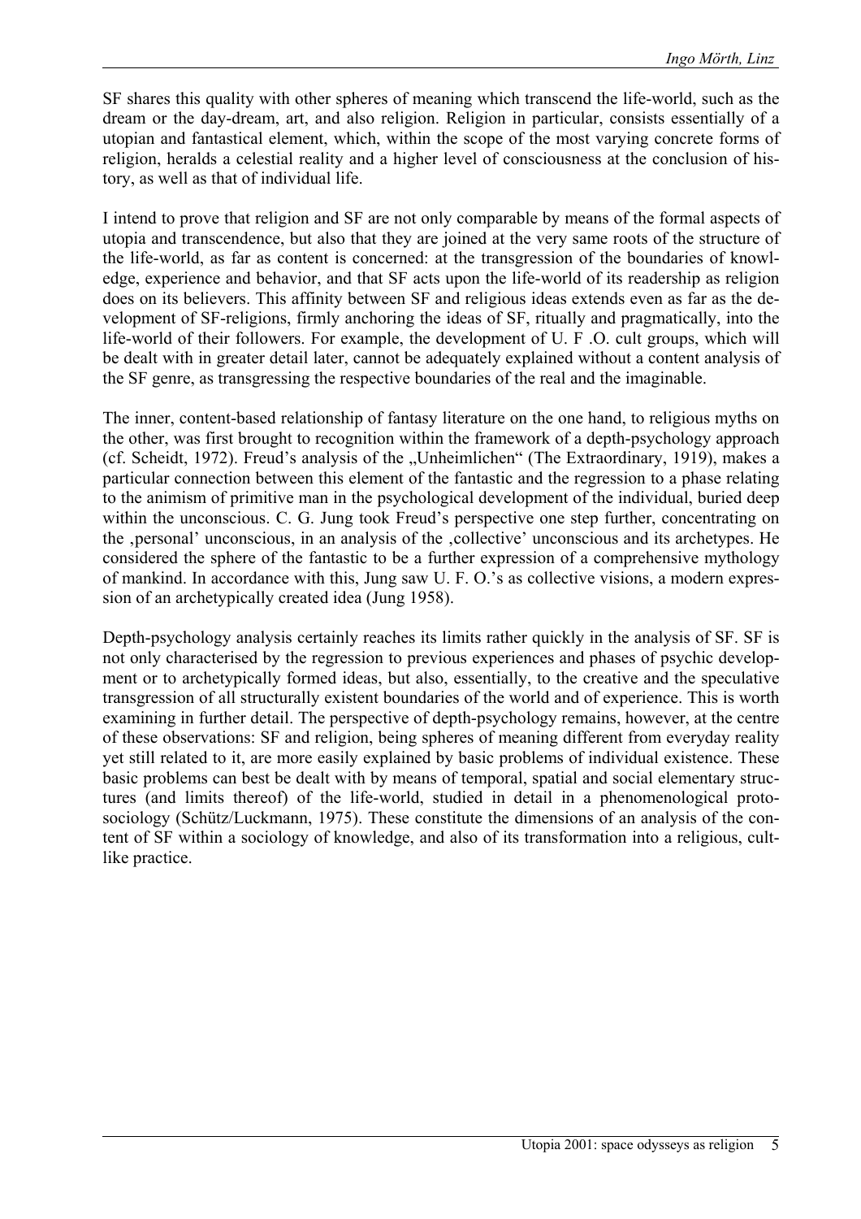SF shares this quality with other spheres of meaning which transcend the life-world, such as the dream or the day-dream, art, and also religion. Religion in particular, consists essentially of a utopian and fantastical element, which, within the scope of the most varying concrete forms of religion, heralds a celestial reality and a higher level of consciousness at the conclusion of history, as well as that of individual life.

I intend to prove that religion and SF are not only comparable by means of the formal aspects of utopia and transcendence, but also that they are joined at the very same roots of the structure of the life-world, as far as content is concerned: at the transgression of the boundaries of knowledge, experience and behavior, and that SF acts upon the life-world of its readership as religion does on its believers. This affinity between SF and religious ideas extends even as far as the development of SF-religions, firmly anchoring the ideas of SF, ritually and pragmatically, into the life-world of their followers. For example, the development of U. F .O. cult groups, which will be dealt with in greater detail later, cannot be adequately explained without a content analysis of the SF genre, as transgressing the respective boundaries of the real and the imaginable.

The inner, content-based relationship of fantasy literature on the one hand, to religious myths on the other, was first brought to recognition within the framework of a depth-psychology approach (cf. Scheidt, 1972). Freud's analysis of the „Unheimlichen" (The Extraordinary, 1919), makes a particular connection between this element of the fantastic and the regression to a phase relating to the animism of primitive man in the psychological development of the individual, buried deep within the unconscious. C. G. Jung took Freud's perspective one step further, concentrating on the ‚personal' unconscious, in an analysis of the ‚collective' unconscious and its archetypes. He considered the sphere of the fantastic to be a further expression of a comprehensive mythology of mankind. In accordance with this, Jung saw U. F. O.'s as collective visions, a modern expression of an archetypically created idea (Jung 1958).

Depth-psychology analysis certainly reaches its limits rather quickly in the analysis of SF. SF is not only characterised by the regression to previous experiences and phases of psychic development or to archetypically formed ideas, but also, essentially, to the creative and the speculative transgression of all structurally existent boundaries of the world and of experience. This is worth examining in further detail. The perspective of depth-psychology remains, however, at the centre of these observations: SF and religion, being spheres of meaning different from everyday reality yet still related to it, are more easily explained by basic problems of individual existence. These basic problems can best be dealt with by means of temporal, spatial and social elementary structures (and limits thereof) of the life-world, studied in detail in a phenomenological proto-sociology (Schütz/Luckmann, 1975). These constitute the dimensions of an analysis of the content of SF within a sociology of knowledge, and also of its transformation into a religious, cult-like practice.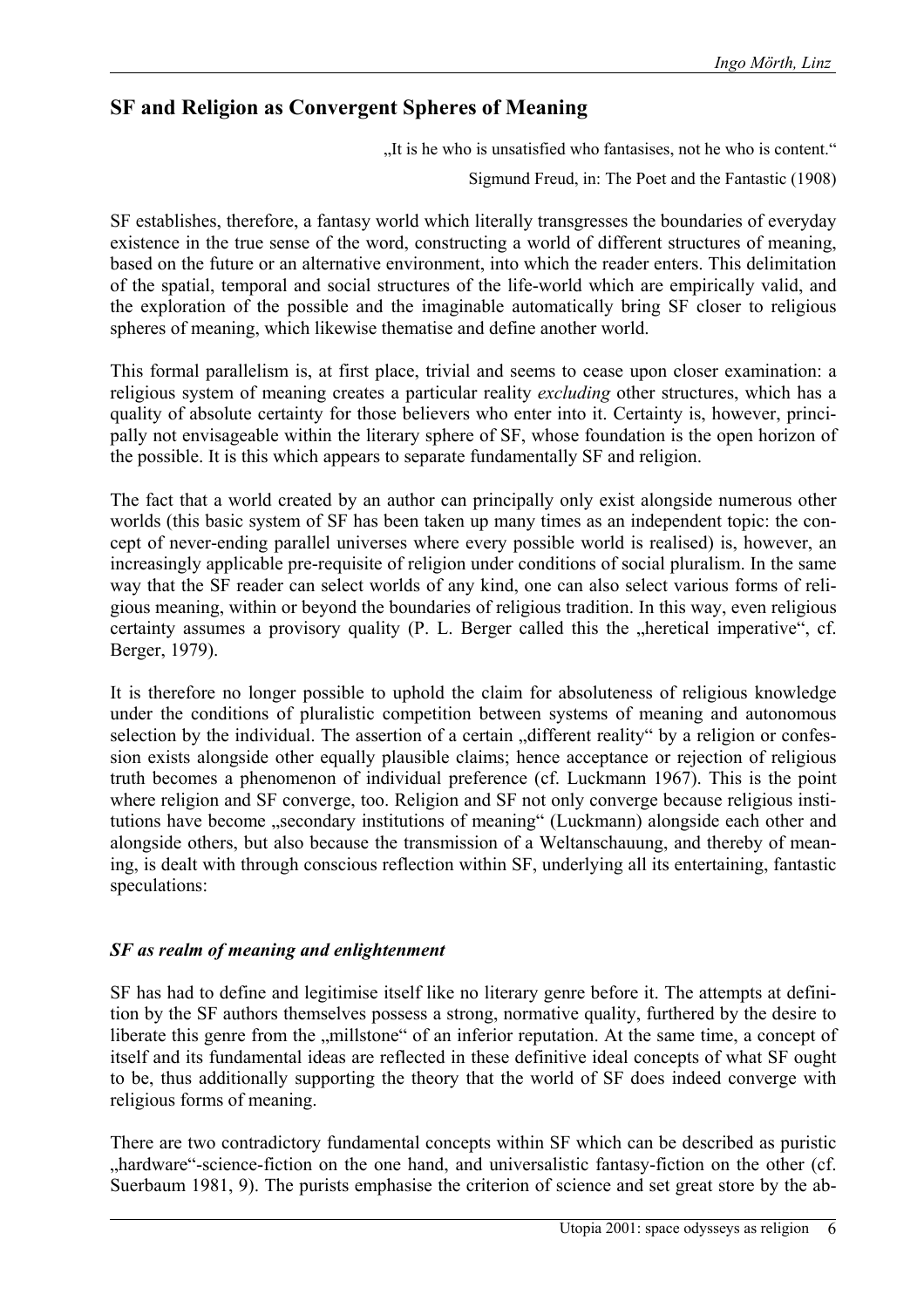## SF and Religion as Convergent Spheres of Meaning

„It is he who is unsatisfied who fantasises, not he who is content."

Sigmund Freud, in: The Poet and the Fantastic (1908)

SF establishes, therefore, a fantasy world which literally transgresses the boundaries of everyday existence in the true sense of the word, constructing a world of different structures of meaning, based on the future or an alternative environment, into which the reader enters. This delimitation of the spatial, temporal and social structures of the life-world which are empirically valid, and the exploration of the possible and the imaginable automatically bring SF closer to religious spheres of meaning, which likewise thematise and define another world.

This formal parallelism is, at first place, trivial and seems to cease upon closer examination: a religious system of meaning creates a particular reality *excluding* other structures, which has a quality of absolute certainty for those believers who enter into it. Certainty is, however, principally not envisageable within the literary sphere of SF, whose foundation is the open horizon of the possible. It is this which appears to separate fundamentally SF and religion.

The fact that a world created by an author can principally only exist alongside numerous other worlds (this basic system of SF has been taken up many times as an independent topic: the concept of never-ending parallel universes where every possible world is realised) is, however, an increasingly applicable pre-requisite of religion under conditions of social pluralism. In the same way that the SF reader can select worlds of any kind, one can also select various forms of religious meaning, within or beyond the boundaries of religious tradition. In this way, even religious certainty assumes a provisory quality (P. L. Berger called this the „heretical imperative", cf. Berger, 1979).

It is therefore no longer possible to uphold the claim for absoluteness of religious knowledge under the conditions of pluralistic competition between systems of meaning and autonomous selection by the individual. The assertion of a certain „different reality" by a religion or confession exists alongside other equally plausible claims; hence acceptance or rejection of religious truth becomes a phenomenon of individual preference (cf. Luckmann 1967). This is the point where religion and SF converge, too. Religion and SF not only converge because religious institutions have become „secondary institutions of meaning" (Luckmann) alongside each other and alongside others, but also because the transmission of a Weltanschauung, and thereby of meaning, is dealt with through conscious reflection within SF, underlying all its entertaining, fantastic speculations:

### *SF as realm of meaning and enlightenment*

SF has had to define and legitimise itself like no literary genre before it. The attempts at definition by the SF authors themselves possess a strong, normative quality, furthered by the desire to liberate this genre from the „millstone" of an inferior reputation. At the same time, a concept of itself and its fundamental ideas are reflected in these definitive ideal concepts of what SF ought to be, thus additionally supporting the theory that the world of SF does indeed converge with religious forms of meaning.

There are two contradictory fundamental concepts within SF which can be described as puristic „hardware"-science-fiction on the one hand, and universalistic fantasy-fiction on the other (cf. Suerbaum 1981, 9). The purists emphasise the criterion of science and set great store by the ab-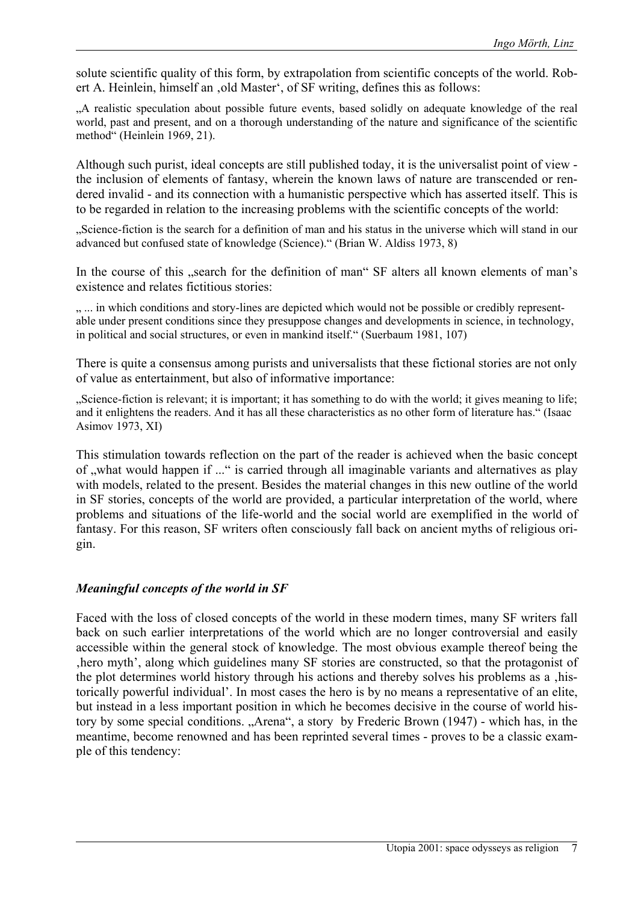solute scientific quality of this form, by extrapolation from scientific concepts of the world. Robert A. Heinlein, himself an ‚old Master', of SF writing, defines this as follows:

„A realistic speculation about possible future events, based solidly on adequate knowledge of the real world, past and present, and on a thorough understanding of the nature and significance of the scientific method" (Heinlein 1969, 21).

Although such purist, ideal concepts are still published today, it is the universalist point of view - the inclusion of elements of fantasy, wherein the known laws of nature are transcended or rendered invalid - and its connection with a humanistic perspective which has asserted itself. This is to be regarded in relation to the increasing problems with the scientific concepts of the world:

„Science-fiction is the search for a definition of man and his status in the universe which will stand in our advanced but confused state of knowledge (Science)." (Brian W. Aldiss 1973, 8)

In the course of this „search for the definition of man" SF alters all known elements of man's existence and relates fictitious stories:

„ ... in which conditions and story-lines are depicted which would not be possible or credibly representable under present conditions since they presuppose changes and developments in science, in technology, in political and social structures, or even in mankind itself." (Suerbaum 1981, 107)

There is quite a consensus among purists and universalists that these fictional stories are not only of value as entertainment, but also of informative importance:

„Science-fiction is relevant; it is important; it has something to do with the world; it gives meaning to life; and it enlightens the readers. And it has all these characteristics as no other form of literature has." (Isaac Asimov 1973, XI)

This stimulation towards reflection on the part of the reader is achieved when the basic concept of „what would happen if ..." is carried through all imaginable variants and alternatives as play with models, related to the present. Besides the material changes in this new outline of the world in SF stories, concepts of the world are provided, a particular interpretation of the world, where problems and situations of the life-world and the social world are exemplified in the world of fantasy. For this reason, SF writers often consciously fall back on ancient myths of religious origin.

### *Meaningful concepts of the world in SF*

Faced with the loss of closed concepts of the world in these modern times, many SF writers fall back on such earlier interpretations of the world which are no longer controversial and easily accessible within the general stock of knowledge. The most obvious example thereof being the ‚hero myth', along which guidelines many SF stories are constructed, so that the protagonist of the plot determines world history through his actions and thereby solves his problems as a ‚historically powerful individual'. In most cases the hero is by no means a representative of an elite, but instead in a less important position in which he becomes decisive in the course of world history by some special conditions. „Arena", a story by Frederic Brown (1947) - which has, in the meantime, become renowned and has been reprinted several times - proves to be a classic example of this tendency: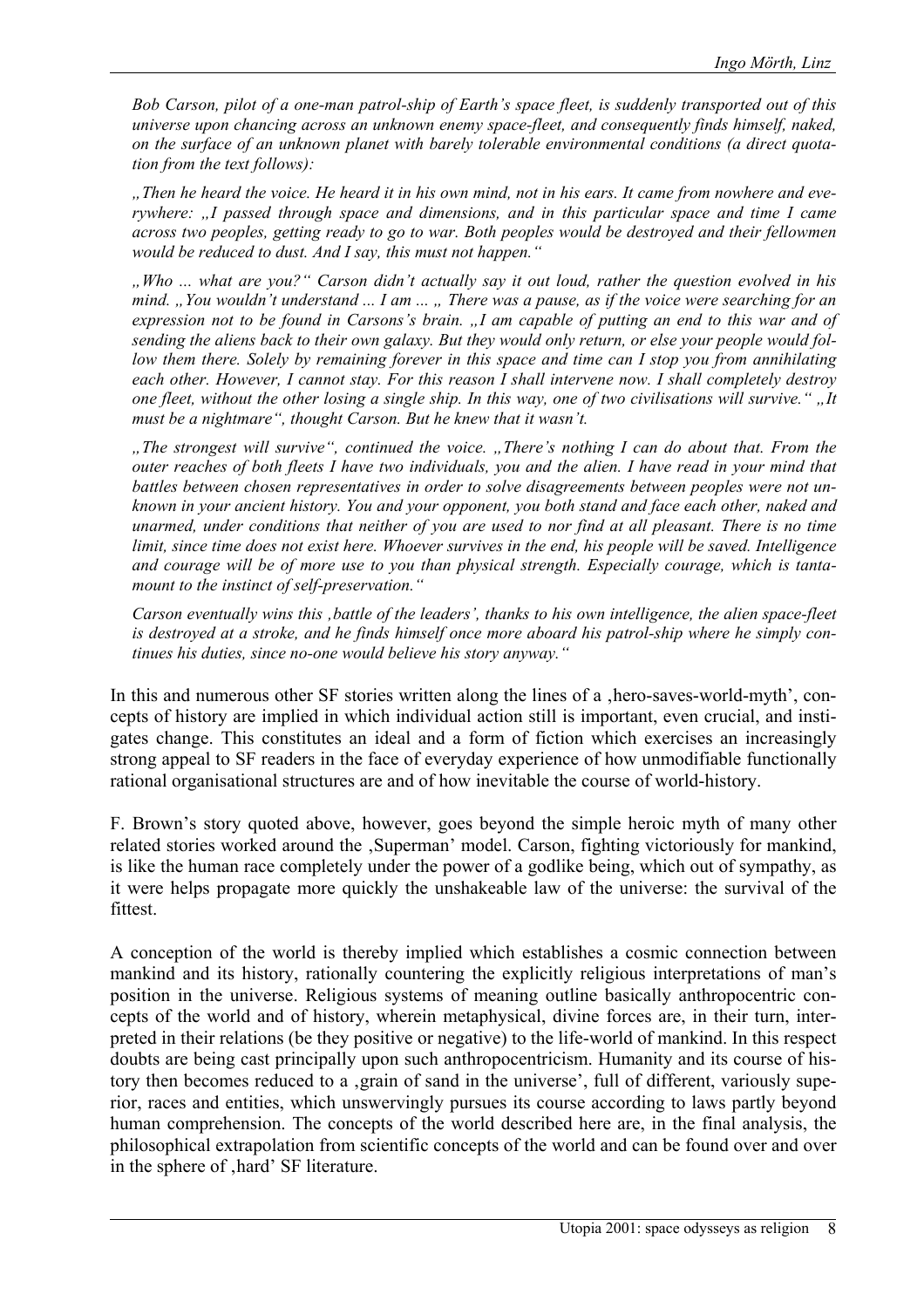*Bob Carson, pilot of a one-man patrol-ship of Earth's space fleet, is suddenly transported out of this universe upon chancing across an unknown enemy space-fleet, and consequently finds himself, naked, on the surface of an unknown planet with barely tolerable environmental conditions (a direct quotation from the text follows):*

*„Then he heard the voice. He heard it in his own mind, not in his ears. It came from nowhere and everywhere: „I passed through space and dimensions, and in this particular space and time I came across two peoples, getting ready to go to war. Both peoples would be destroyed and their fellowmen would be reduced to dust. And I say, this must not happen."*

*„Who ... what are you?" Carson didn't actually say it out loud, rather the question evolved in his mind. „You wouldn't understand ... I am ... „ There was a pause, as if the voice were searching for an expression not to be found in Carsons's brain. „I am capable of putting an end to this war and of sending the aliens back to their own galaxy. But they would only return, or else your people would follow them there. Solely by remaining forever in this space and time can I stop you from annihilating each other. However, I cannot stay. For this reason I shall intervene now. I shall completely destroy one fleet, without the other losing a single ship. In this way, one of two civilisations will survive." „It must be a nightmare", thought Carson. But he knew that it wasn't.*

*„The strongest will survive", continued the voice. „There's nothing I can do about that. From the outer reaches of both fleets I have two individuals, you and the alien. I have read in your mind that battles between chosen representatives in order to solve disagreements between peoples were not unknown in your ancient history. You and your opponent, you both stand and face each other, naked and unarmed, under conditions that neither of you are used to nor find at all pleasant. There is no time limit, since time does not exist here. Whoever survives in the end, his people will be saved. Intelligence and courage will be of more use to you than physical strength. Especially courage, which is tantamount to the instinct of self-preservation."*

*Carson eventually wins this ,battle of the leaders', thanks to his own intelligence, the alien space-fleet is destroyed at a stroke, and he finds himself once more aboard his patrol-ship where he simply continues his duties, since no-one would believe his story anyway."*

In this and numerous other SF stories written along the lines of a ,hero-saves-world-myth', concepts of history are implied in which individual action still is important, even crucial, and instigates change. This constitutes an ideal and a form of fiction which exercises an increasingly strong appeal to SF readers in the face of everyday experience of how unmodifiable functionally rational organisational structures are and of how inevitable the course of world-history.

F. Brown's story quoted above, however, goes beyond the simple heroic myth of many other related stories worked around the ,Superman' model. Carson, fighting victoriously for mankind, is like the human race completely under the power of a godlike being, which out of sympathy, as it were helps propagate more quickly the unshakeable law of the universe: the survival of the fittest.

A conception of the world is thereby implied which establishes a cosmic connection between mankind and its history, rationally countering the explicitly religious interpretations of man's position in the universe. Religious systems of meaning outline basically anthropocentric concepts of the world and of history, wherein metaphysical, divine forces are, in their turn, interpreted in their relations (be they positive or negative) to the life-world of mankind. In this respect doubts are being cast principally upon such anthropocentricism. Humanity and its course of history then becomes reduced to a ,grain of sand in the universe', full of different, variously superior, races and entities, which unswervingly pursues its course according to laws partly beyond human comprehension. The concepts of the world described here are, in the final analysis, the philosophical extrapolation from scientific concepts of the world and can be found over and over in the sphere of ,hard' SF literature.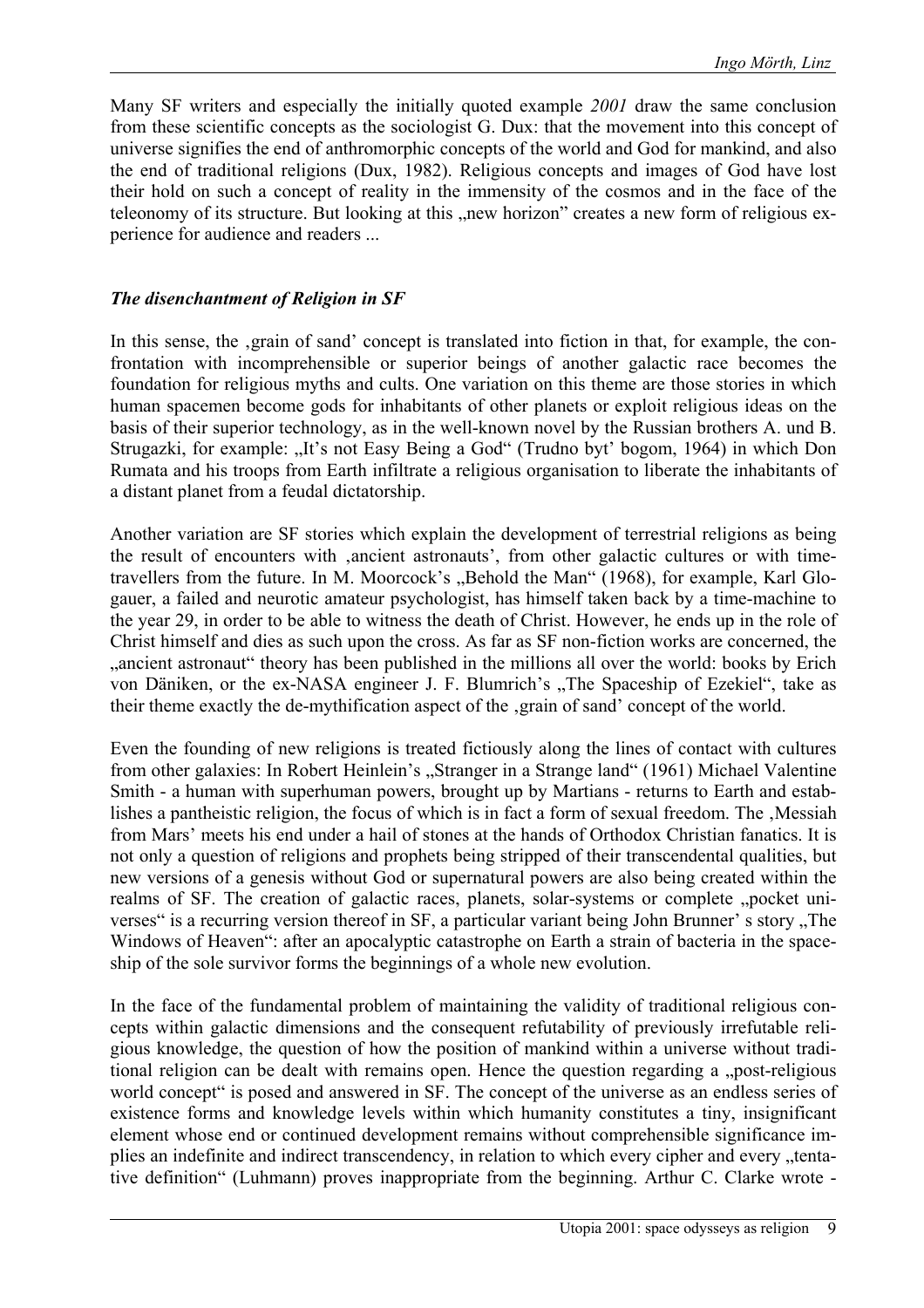Many SF writers and especially the initially quoted example *2001* draw the same conclusion from these scientific concepts as the sociologist G. Dux: that the movement into this concept of universe signifies the end of anthromorphic concepts of the world and God for mankind, and also the end of traditional religions (Dux, 1982). Religious concepts and images of God have lost their hold on such a concept of reality in the immensity of the cosmos and in the face of the teleonomy of its structure. But looking at this „new horizon" creates a new form of religious experience for audience and readers ...

### *The disenchantment of Religion in SF*

In this sense, the ‚grain of sand' concept is translated into fiction in that, for example, the confrontation with incomprehensible or superior beings of another galactic race becomes the foundation for religious myths and cults. One variation on this theme are those stories in which human spacemen become gods for inhabitants of other planets or exploit religious ideas on the basis of their superior technology, as in the well-known novel by the Russian brothers A. und B. Strugazki, for example: „It's not Easy Being a God" (Trudno byt' bogom, 1964) in which Don Rumata and his troops from Earth infiltrate a religious organisation to liberate the inhabitants of a distant planet from a feudal dictatorship.

Another variation are SF stories which explain the development of terrestrial religions as being the result of encounters with ‚ancient astronauts', from other galactic cultures or with time-travellers from the future. In M. Moorcock's „Behold the Man" (1968), for example, Karl Glogauer, a failed and neurotic amateur psychologist, has himself taken back by a time-machine to the year 29, in order to be able to witness the death of Christ. However, he ends up in the role of Christ himself and dies as such upon the cross. As far as SF non-fiction works are concerned, the „ancient astronaut" theory has been published in the millions all over the world: books by Erich von Däniken, or the ex-NASA engineer J. F. Blumrich's „The Spaceship of Ezekiel", take as their theme exactly the de-mythification aspect of the ‚grain of sand' concept of the world.

Even the founding of new religions is treated fictiously along the lines of contact with cultures from other galaxies: In Robert Heinlein's „Stranger in a Strange land" (1961) Michael Valentine Smith - a human with superhuman powers, brought up by Martians - returns to Earth and establishes a pantheistic religion, the focus of which is in fact a form of sexual freedom. The ‚Messiah from Mars' meets his end under a hail of stones at the hands of Orthodox Christian fanatics. It is not only a question of religions and prophets being stripped of their transcendental qualities, but new versions of a genesis without God or supernatural powers are also being created within the realms of SF. The creation of galactic races, planets, solar-systems or complete „pocket universes" is a recurring version thereof in SF, a particular variant being John Brunner' s story „The Windows of Heaven": after an apocalyptic catastrophe on Earth a strain of bacteria in the spaceship of the sole survivor forms the beginnings of a whole new evolution.

In the face of the fundamental problem of maintaining the validity of traditional religious concepts within galactic dimensions and the consequent refutability of previously irrefutable religious knowledge, the question of how the position of mankind within a universe without traditional religion can be dealt with remains open. Hence the question regarding a „post-religious world concept" is posed and answered in SF. The concept of the universe as an endless series of existence forms and knowledge levels within which humanity constitutes a tiny, insignificant element whose end or continued development remains without comprehensible significance implies an indefinite and indirect transcendency, in relation to which every cipher and every „tentative definition" (Luhmann) proves inappropriate from the beginning. Arthur C. Clarke wrote -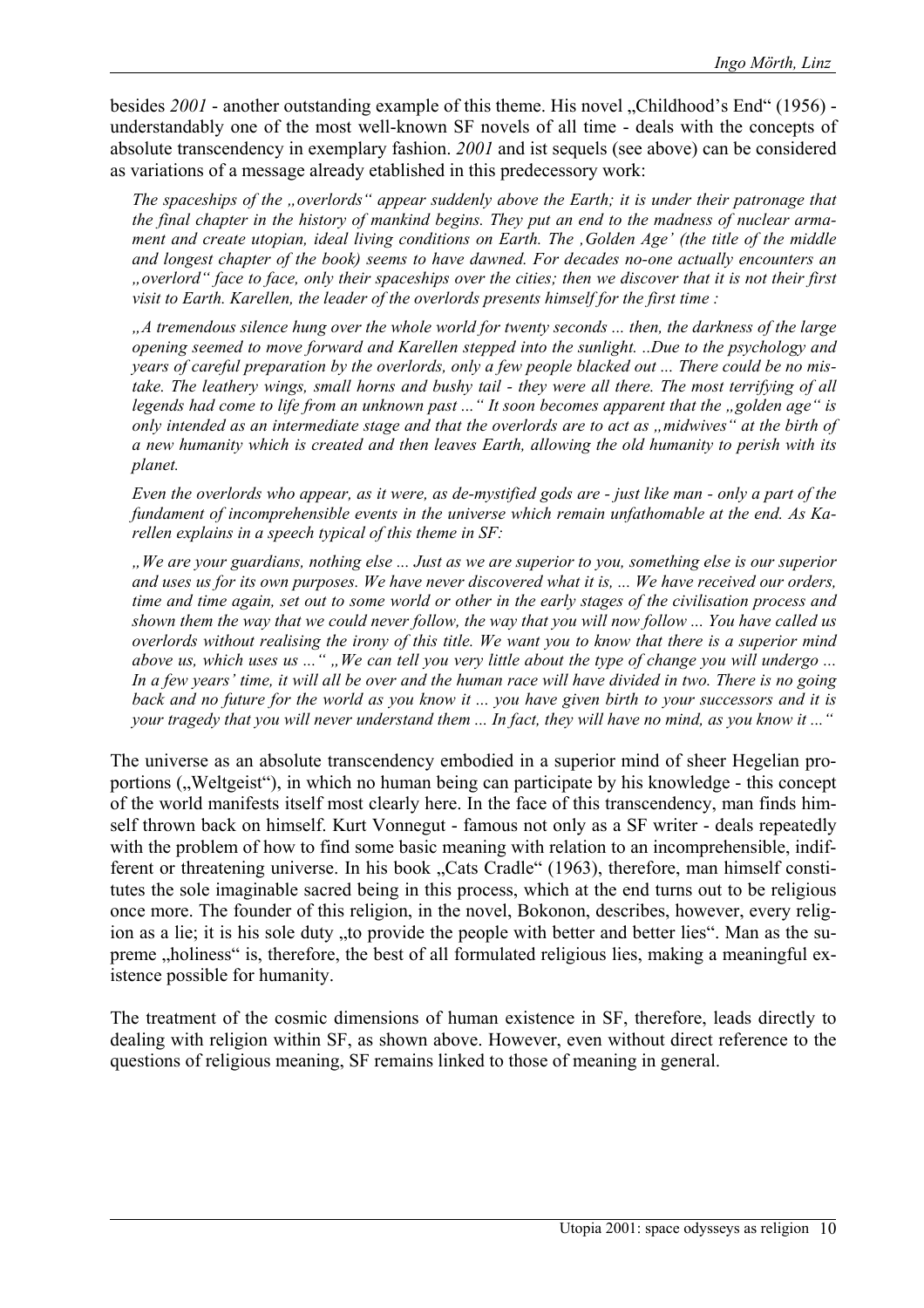besides *2001* - another outstanding example of this theme. His novel „Childhood's End" (1956) - understandably one of the most well-known SF novels of all time - deals with the concepts of absolute transcendency in exemplary fashion. *2001* and ist sequels (see above) can be considered as variations of a message already etablished in this predecessory work:

*The spaceships of the „overlords" appear suddenly above the Earth; it is under their patronage that the final chapter in the history of mankind begins. They put an end to the madness of nuclear armament and create utopian, ideal living conditions on Earth. The 'Golden Age' (the title of the middle and longest chapter of the book) seems to have dawned. For decades no-one actually encounters an „overlord" face to face, only their spaceships over the cities; then we discover that it is not their first visit to Earth. Karellen, the leader of the overlords presents himself for the first time :*

*„A tremendous silence hung over the whole world for twenty seconds ... then, the darkness of the large opening seemed to move forward and Karellen stepped into the sunlight. ..Due to the psychology and years of careful preparation by the overlords, only a few people blacked out ... There could be no mistake. The leathery wings, small horns and bushy tail - they were all there. The most terrifying of all legends had come to life from an unknown past ..." It soon becomes apparent that the „golden age" is only intended as an intermediate stage and that the overlords are to act as „midwives" at the birth of a new humanity which is created and then leaves Earth, allowing the old humanity to perish with its planet.*

*Even the overlords who appear, as it were, as de-mystified gods are - just like man - only a part of the fundament of incomprehensible events in the universe which remain unfathomable at the end. As Karellen explains in a speech typical of this theme in SF:*

*„We are your guardians, nothing else ... Just as we are superior to you, something else is our superior and uses us for its own purposes. We have never discovered what it is, ... We have received our orders, time and time again, set out to some world or other in the early stages of the civilisation process and shown them the way that we could never follow, the way that you will now follow ... You have called us overlords without realising the irony of this title. We want you to know that there is a superior mind above us, which uses us ..." „We can tell you very little about the type of change you will undergo ... In a few years' time, it will all be over and the human race will have divided in two. There is no going back and no future for the world as you know it ... you have given birth to your successors and it is your tragedy that you will never understand them ... In fact, they will have no mind, as you know it ..."*

The universe as an absolute transcendency embodied in a superior mind of sheer Hegelian proportions („Weltgeist"), in which no human being can participate by his knowledge - this concept of the world manifests itself most clearly here. In the face of this transcendency, man finds himself thrown back on himself. Kurt Vonnegut - famous not only as a SF writer - deals repeatedly with the problem of how to find some basic meaning with relation to an incomprehensible, indifferent or threatening universe. In his book „Cats Cradle" (1963), therefore, man himself constitutes the sole imaginable sacred being in this process, which at the end turns out to be religious once more. The founder of this religion, in the novel, Bokonon, describes, however, every religion as a lie; it is his sole duty „to provide the people with better and better lies". Man as the supreme „holiness" is, therefore, the best of all formulated religious lies, making a meaningful existence possible for humanity.

The treatment of the cosmic dimensions of human existence in SF, therefore, leads directly to dealing with religion within SF, as shown above. However, even without direct reference to the questions of religious meaning, SF remains linked to those of meaning in general.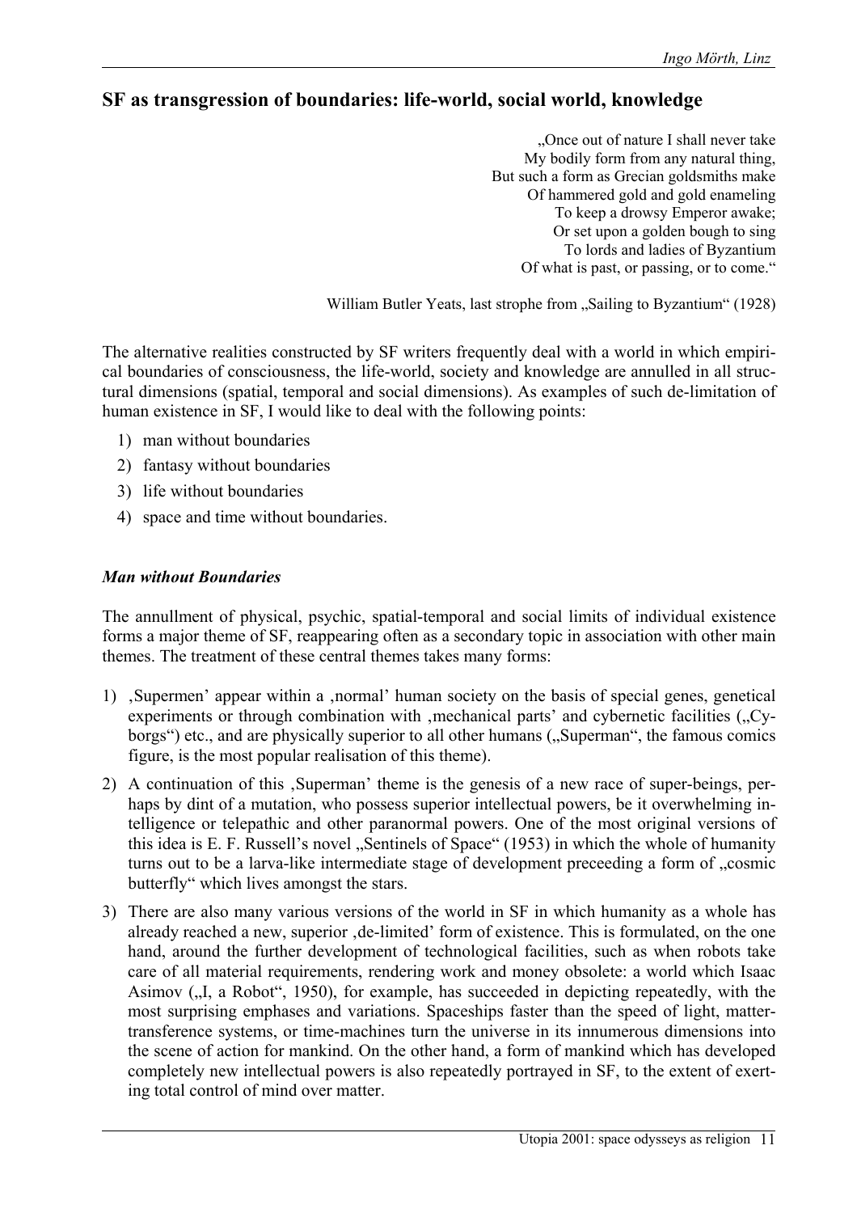## SF as transgression of boundaries: life-world, social world, knowledge

„Once out of nature I shall never take
My bodily form from any natural thing,
But such a form as Grecian goldsmiths make
Of hammered gold and gold enameling
To keep a drowsy Emperor awake;
Or set upon a golden bough to sing
To lords and ladies of Byzantium
Of what is past, or passing, or to come."

William Butler Yeats, last strophe from „Sailing to Byzantium" (1928)

The alternative realities constructed by SF writers frequently deal with a world in which empirical boundaries of consciousness, the life-world, society and knowledge are annulled in all structural dimensions (spatial, temporal and social dimensions). As examples of such de-limitation of human existence in SF, I would like to deal with the following points:

1) man without boundaries
2) fantasy without boundaries
3) life without boundaries
4) space and time without boundaries.

### *Man without Boundaries*

The annullment of physical, psychic, spatial-temporal and social limits of individual existence forms a major theme of SF, reappearing often as a secondary topic in association with other main themes. The treatment of these central themes takes many forms:

1) ‚Supermen' appear within a ‚normal' human society on the basis of special genes, genetical experiments or through combination with ‚mechanical parts' and cybernetic facilities („Cyborgs") etc., and are physically superior to all other humans („Superman", the famous comics figure, is the most popular realisation of this theme).
2) A continuation of this ‚Superman' theme is the genesis of a new race of super-beings, perhaps by dint of a mutation, who possess superior intellectual powers, be it overwhelming intelligence or telepathic and other paranormal powers. One of the most original versions of this idea is E. F. Russell's novel „Sentinels of Space" (1953) in which the whole of humanity turns out to be a larva-like intermediate stage of development preceeding a form of „cosmic butterfly" which lives amongst the stars.
3) There are also many various versions of the world in SF in which humanity as a whole has already reached a new, superior ‚de-limited' form of existence. This is formulated, on the one hand, around the further development of technological facilities, such as when robots take care of all material requirements, rendering work and money obsolete: a world which Isaac Asimov („I, a Robot", 1950), for example, has succeeded in depicting repeatedly, with the most surprising emphases and variations. Spaceships faster than the speed of light, matter-transference systems, or time-machines turn the universe in its innumerous dimensions into the scene of action for mankind. On the other hand, a form of mankind which has developed completely new intellectual powers is also repeatedly portrayed in SF, to the extent of exerting total control of mind over matter.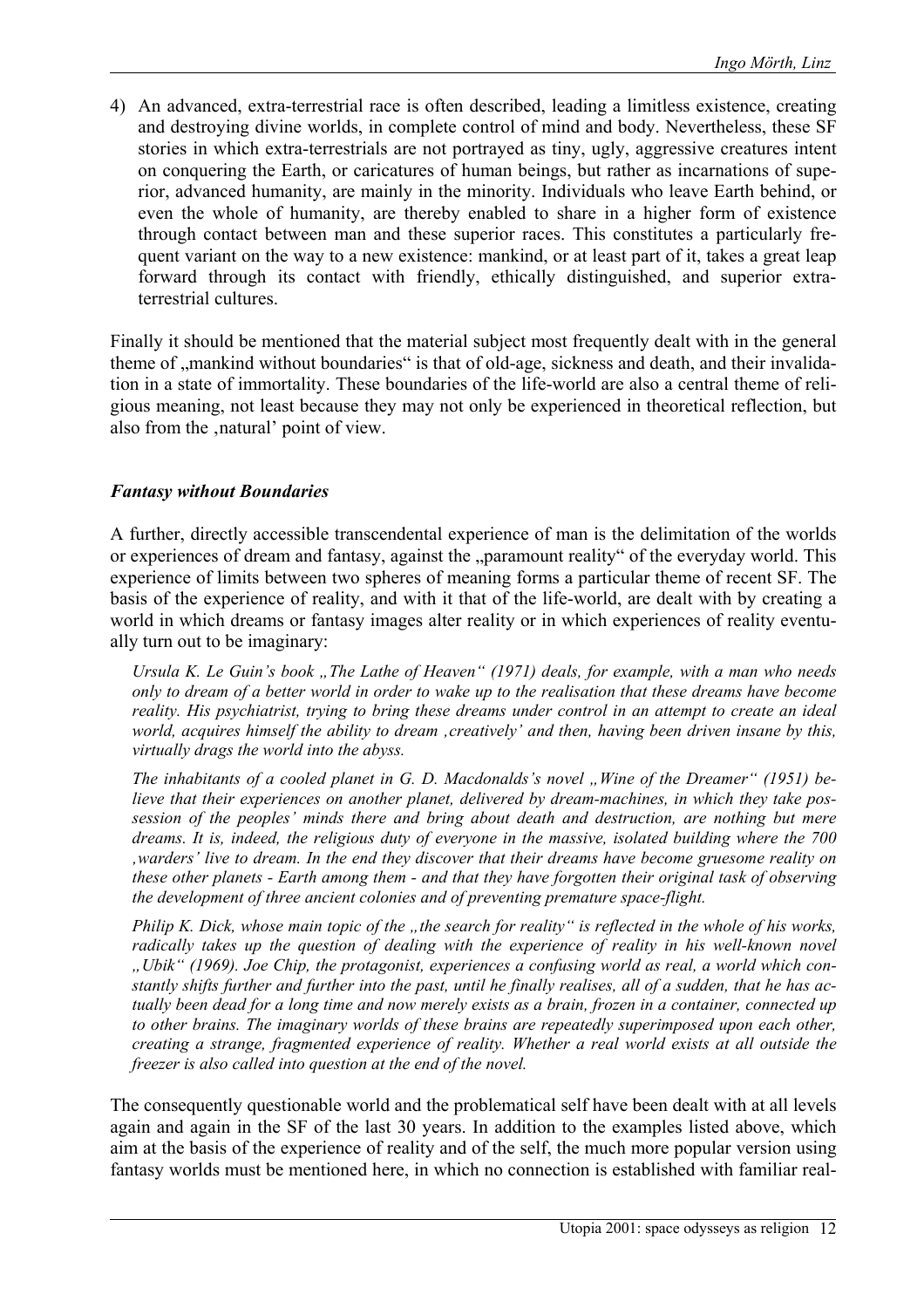4) An advanced, extra-terrestrial race is often described, leading a limitless existence, creating and destroying divine worlds, in complete control of mind and body. Nevertheless, these SF stories in which extra-terrestrials are not portrayed as tiny, ugly, aggressive creatures intent on conquering the Earth, or caricatures of human beings, but rather as incarnations of superior, advanced humanity, are mainly in the minority. Individuals who leave Earth behind, or even the whole of humanity, are thereby enabled to share in a higher form of existence through contact between man and these superior races. This constitutes a particularly frequent variant on the way to a new existence: mankind, or at least part of it, takes a great leap forward through its contact with friendly, ethically distinguished, and superior extra-terrestrial cultures.

Finally it should be mentioned that the material subject most frequently dealt with in the general theme of „mankind without boundaries" is that of old-age, sickness and death, and their invalidation in a state of immortality. These boundaries of the life-world are also a central theme of religious meaning, not least because they may not only be experienced in theoretical reflection, but also from the ‚natural' point of view.

### *Fantasy without Boundaries*

A further, directly accessible transcendental experience of man is the delimitation of the worlds or experiences of dream and fantasy, against the „paramount reality" of the everyday world. This experience of limits between two spheres of meaning forms a particular theme of recent SF. The basis of the experience of reality, and with it that of the life-world, are dealt with by creating a world in which dreams or fantasy images alter reality or in which experiences of reality eventually turn out to be imaginary:

*Ursula K. Le Guin's book „The Lathe of Heaven" (1971) deals, for example, with a man who needs only to dream of a better world in order to wake up to the realisation that these dreams have become reality. His psychiatrist, trying to bring these dreams under control in an attempt to create an ideal world, acquires himself the ability to dream ‚creatively' and then, having been driven insane by this, virtually drags the world into the abyss.*

*The inhabitants of a cooled planet in G. D. Macdonalds's novel „Wine of the Dreamer" (1951) believe that their experiences on another planet, delivered by dream-machines, in which they take possession of the peoples' minds there and bring about death and destruction, are nothing but mere dreams. It is, indeed, the religious duty of everyone in the massive, isolated building where the 700 ‚warders' live to dream. In the end they discover that their dreams have become gruesome reality on these other planets - Earth among them - and that they have forgotten their original task of observing the development of three ancient colonies and of preventing premature space-flight.*

*Philip K. Dick, whose main topic of the „the search for reality" is reflected in the whole of his works, radically takes up the question of dealing with the experience of reality in his well-known novel „Ubik" (1969). Joe Chip, the protagonist, experiences a confusing world as real, a world which constantly shifts further and further into the past, until he finally realises, all of a sudden, that he has actually been dead for a long time and now merely exists as a brain, frozen in a container, connected up to other brains. The imaginary worlds of these brains are repeatedly superimposed upon each other, creating a strange, fragmented experience of reality. Whether a real world exists at all outside the freezer is also called into question at the end of the novel.*

The consequently questionable world and the problematical self have been dealt with at all levels again and again in the SF of the last 30 years. In addition to the examples listed above, which aim at the basis of the experience of reality and of the self, the much more popular version using fantasy worlds must be mentioned here, in which no connection is established with familiar real-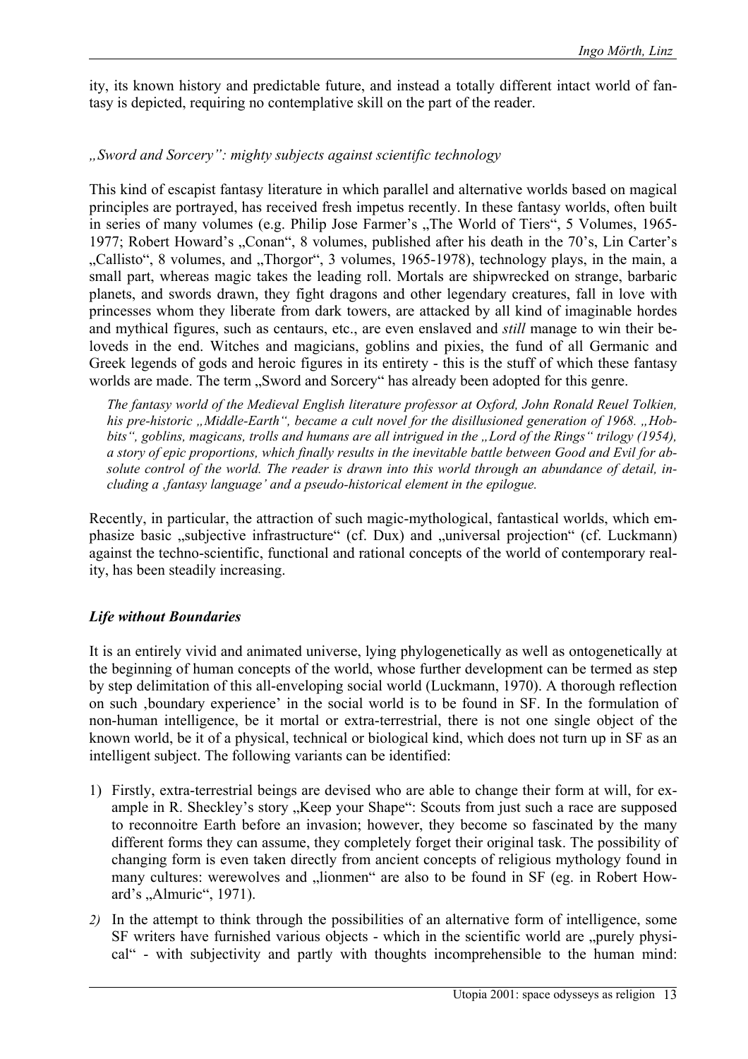ity, its known history and predictable future, and instead a totally different intact world of fantasy is depicted, requiring no contemplative skill on the part of the reader.

### *„Sword and Sorcery": mighty subjects against scientific technology*

This kind of escapist fantasy literature in which parallel and alternative worlds based on magical principles are portrayed, has received fresh impetus recently. In these fantasy worlds, often built in series of many volumes (e.g. Philip Jose Farmer's „The World of Tiers", 5 Volumes, 1965-1977; Robert Howard's „Conan", 8 volumes, published after his death in the 70's, Lin Carter's „Callisto", 8 volumes, and „Thorgor", 3 volumes, 1965-1978), technology plays, in the main, a small part, whereas magic takes the leading roll. Mortals are shipwrecked on strange, barbaric planets, and swords drawn, they fight dragons and other legendary creatures, fall in love with princesses whom they liberate from dark towers, are attacked by all kind of imaginable hordes and mythical figures, such as centaurs, etc., are even enslaved and *still* manage to win their beloveds in the end. Witches and magicians, goblins and pixies, the fund of all Germanic and Greek legends of gods and heroic figures in its entirety - this is the stuff of which these fantasy worlds are made. The term „Sword and Sorcery" has already been adopted for this genre.

> *The fantasy world of the Medieval English literature professor at Oxford, John Ronald Reuel Tolkien, his pre-historic „Middle-Earth", became a cult novel for the disillusioned generation of 1968. „Hobbits", goblins, magicans, trolls and humans are all intrigued in the „Lord of the Rings" trilogy (1954), a story of epic proportions, which finally results in the inevitable battle between Good and Evil for absolute control of the world. The reader is drawn into this world through an abundance of detail, including a ‚fantasy language' and a pseudo-historical element in the epilogue.*

Recently, in particular, the attraction of such magic-mythological, fantastical worlds, which emphasize basic „subjective infrastructure" (cf. Dux) and „universal projection" (cf. Luckmann) against the techno-scientific, functional and rational concepts of the world of contemporary reality, has been steadily increasing.

### ***Life without Boundaries***

It is an entirely vivid and animated universe, lying phylogenetically as well as ontogenetically at the beginning of human concepts of the world, whose further development can be termed as step by step delimitation of this all-enveloping social world (Luckmann, 1970). A thorough reflection on such ‚boundary experience' in the social world is to be found in SF. In the formulation of non-human intelligence, be it mortal or extra-terrestrial, there is not one single object of the known world, be it of a physical, technical or biological kind, which does not turn up in SF as an intelligent subject. The following variants can be identified:

1) Firstly, extra-terrestrial beings are devised who are able to change their form at will, for example in R. Sheckley's story „Keep your Shape": Scouts from just such a race are supposed to reconnoitre Earth before an invasion; however, they become so fascinated by the many different forms they can assume, they completely forget their original task. The possibility of changing form is even taken directly from ancient concepts of religious mythology found in many cultures: werewolves and „lionmen" are also to be found in SF (eg. in Robert Howard's „Almuric", 1971).
2) In the attempt to think through the possibilities of an alternative form of intelligence, some SF writers have furnished various objects - which in the scientific world are „purely physical" - with subjectivity and partly with thoughts incomprehensible to the human mind: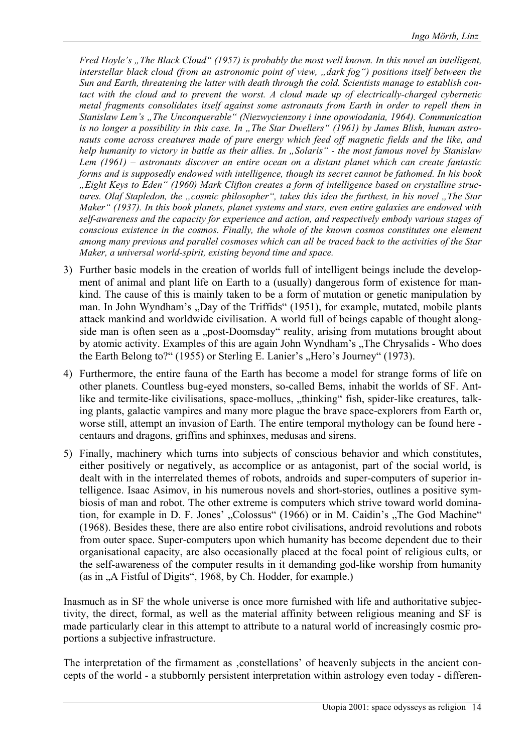*Fred Hoyle's „The Black Cloud" (1957) is probably the most well known. In this novel an intelligent, interstellar black cloud (from an astronomic point of view, „dark fog") positions itself between the Sun and Earth, threatening the latter with death through the cold. Scientists manage to establish contact with the cloud and to prevent the worst. A cloud made up of electrically-charged cybernetic metal fragments consolidates itself against some astronauts from Earth in order to repell them in Stanislaw Lem's „The Unconquerable" (Niezwycienzony i inne opowiodania, 1964). Communication is no longer a possibility in this case. In „The Star Dwellers" (1961) by James Blish, human astronauts come across creatures made of pure energy which feed off magnetic fields and the like, and help humanity to victory in battle as their allies. In „Solaris" - the most famous novel by Stanislaw Lem (1961) – astronauts discover an entire ocean on a distant planet which can create fantastic forms and is supposedly endowed with intelligence, though its secret cannot be fathomed. In his book „Eight Keys to Eden" (1960) Mark Clifton creates a form of intelligence based on crystalline structures. Olaf Stapledon, the „cosmic philosopher", takes this idea the furthest, in his novel „The Star Maker" (1937). In this book planets, planet systems and stars, even entire galaxies are endowed with self-awareness and the capacity for experience and action, and respectively embody various stages of conscious existence in the cosmos. Finally, the whole of the known cosmos constitutes one element among many previous and parallel cosmoses which can all be traced back to the activities of the Star Maker, a universal world-spirit, existing beyond time and space.*

3) Further basic models in the creation of worlds full of intelligent beings include the development of animal and plant life on Earth to a (usually) dangerous form of existence for mankind. The cause of this is mainly taken to be a form of mutation or genetic manipulation by man. In John Wyndham's „Day of the Triffids" (1951), for example, mutated, mobile plants attack mankind and worldwide civilisation. A world full of beings capable of thought alongside man is often seen as a „post-Doomsday" reality, arising from mutations brought about by atomic activity. Examples of this are again John Wyndham's „The Chrysalids - Who does the Earth Belong to?" (1955) or Sterling E. Lanier's „Hero's Journey" (1973).

4) Furthermore, the entire fauna of the Earth has become a model for strange forms of life on other planets. Countless bug-eyed monsters, so-called Bems, inhabit the worlds of SF. Ant-like and termite-like civilisations, space-mollucs, „thinking" fish, spider-like creatures, talking plants, galactic vampires and many more plague the brave space-explorers from Earth or, worse still, attempt an invasion of Earth. The entire temporal mythology can be found here - centaurs and dragons, griffins and sphinxes, medusas and sirens.

5) Finally, machinery which turns into subjects of conscious behavior and which constitutes, either positively or negatively, as accomplice or as antagonist, part of the social world, is dealt with in the interrelated themes of robots, androids and super-computers of superior intelligence. Isaac Asimov, in his numerous novels and short-stories, outlines a positive symbiosis of man and robot. The other extreme is computers which strive toward world domination, for example in D. F. Jones' „Colossus" (1966) or in M. Caidin's „The God Machine" (1968). Besides these, there are also entire robot civilisations, android revolutions and robots from outer space. Super-computers upon which humanity has become dependent due to their organisational capacity, are also occasionally placed at the focal point of religious cults, or the self-awareness of the computer results in it demanding god-like worship from humanity (as in „A Fistful of Digits", 1968, by Ch. Hodder, for example.)

Inasmuch as in SF the whole universe is once more furnished with life and authoritative subjectivity, the direct, formal, as well as the material affinity between religious meaning and SF is made particularly clear in this attempt to attribute to a natural world of increasingly cosmic proportions a subjective infrastructure.

The interpretation of the firmament as ‚constellations' of heavenly subjects in the ancient concepts of the world - a stubbornly persistent interpretation within astrology even today - differen-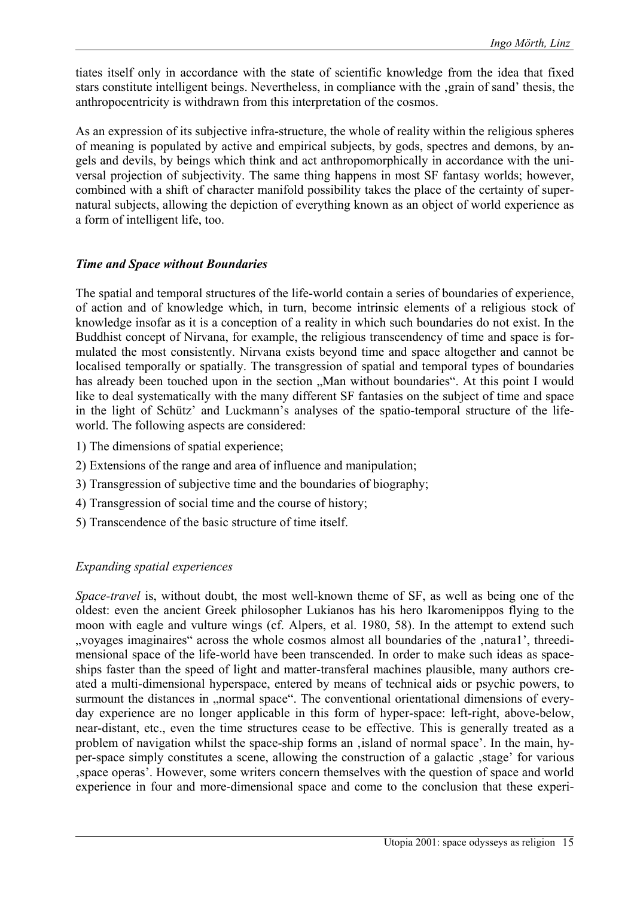tiates itself only in accordance with the state of scientific knowledge from the idea that fixed stars constitute intelligent beings. Nevertheless, in compliance with the ‚grain of sand' thesis, the anthropocentricity is withdrawn from this interpretation of the cosmos.

As an expression of its subjective infra-structure, the whole of reality within the religious spheres of meaning is populated by active and empirical subjects, by gods, spectres and demons, by angels and devils, by beings which think and act anthropomorphically in accordance with the universal projection of subjectivity. The same thing happens in most SF fantasy worlds; however, combined with a shift of character manifold possibility takes the place of the certainty of supernatural subjects, allowing the depiction of everything known as an object of world experience as a form of intelligent life, too.

### *Time and Space without Boundaries*

The spatial and temporal structures of the life-world contain a series of boundaries of experience, of action and of knowledge which, in turn, become intrinsic elements of a religious stock of knowledge insofar as it is a conception of a reality in which such boundaries do not exist. In the Buddhist concept of Nirvana, for example, the religious transcendency of time and space is formulated the most consistently. Nirvana exists beyond time and space altogether and cannot be localised temporally or spatially. The transgression of spatial and temporal types of boundaries has already been touched upon in the section „Man without boundaries". At this point I would like to deal systematically with the many different SF fantasies on the subject of time and space in the light of Schütz' and Luckmann's analyses of the spatio-temporal structure of the life-world. The following aspects are considered:

1) The dimensions of spatial experience;
2) Extensions of the range and area of influence and manipulation;
3) Transgression of subjective time and the boundaries of biography;
4) Transgression of social time and the course of history;
5) Transcendence of the basic structure of time itself.

#### *Expanding spatial experiences*

*Space-travel* is, without doubt, the most well-known theme of SF, as well as being one of the oldest: even the ancient Greek philosopher Lukianos has his hero Ikaromenippos flying to the moon with eagle and vulture wings (cf. Alpers, et al. 1980, 58). In the attempt to extend such „voyages imaginaires" across the whole cosmos almost all boundaries of the ‚natura1', threedimensional space of the life-world have been transcended. In order to make such ideas as spaceships faster than the speed of light and matter-transferal machines plausible, many authors created a multi-dimensional hyperspace, entered by means of technical aids or psychic powers, to surmount the distances in „normal space". The conventional orientational dimensions of everyday experience are no longer applicable in this form of hyper-space: left-right, above-below, near-distant, etc., even the time structures cease to be effective. This is generally treated as a problem of navigation whilst the space-ship forms an ‚island of normal space'. In the main, hyper-space simply constitutes a scene, allowing the construction of a galactic ‚stage' for various ‚space operas'. However, some writers concern themselves with the question of space and world experience in four and more-dimensional space and come to the conclusion that these experi-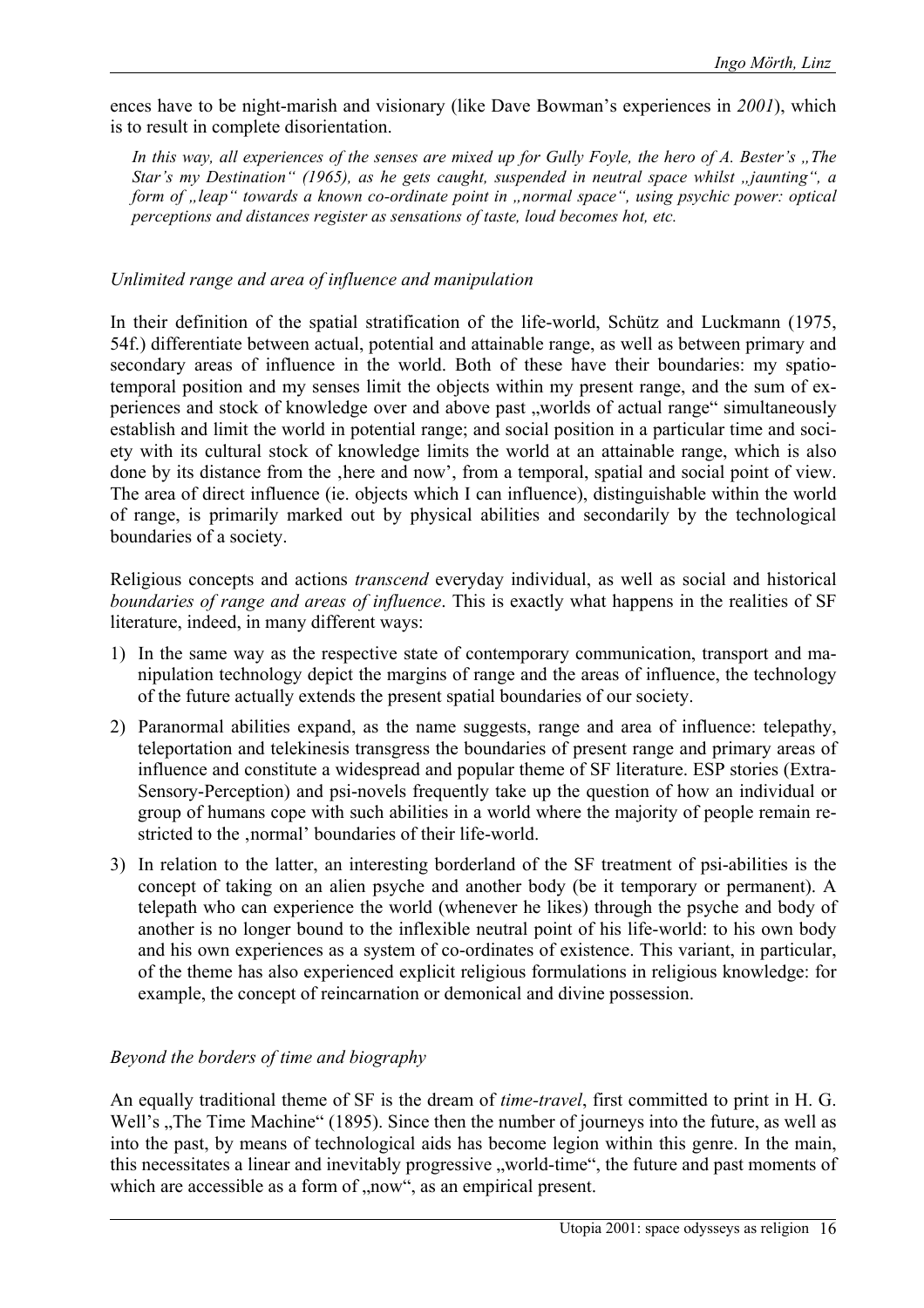ences have to be night-marish and visionary (like Dave Bowman's experiences in *2001*), which is to result in complete disorientation.

*In this way, all experiences of the senses are mixed up for Gully Foyle, the hero of A. Bester's „The Star's my Destination" (1965), as he gets caught, suspended in neutral space whilst „jaunting", a form of „leap" towards a known co-ordinate point in „normal space", using psychic power: optical perceptions and distances register as sensations of taste, loud becomes hot, etc.*

### *Unlimited range and area of influence and manipulation*

In their definition of the spatial stratification of the life-world, Schütz and Luckmann (1975, 54f.) differentiate between actual, potential and attainable range, as well as between primary and secondary areas of influence in the world. Both of these have their boundaries: my spatio-temporal position and my senses limit the objects within my present range, and the sum of experiences and stock of knowledge over and above past „worlds of actual range" simultaneously establish and limit the world in potential range; and social position in a particular time and society with its cultural stock of knowledge limits the world at an attainable range, which is also done by its distance from the ‚here and now', from a temporal, spatial and social point of view. The area of direct influence (ie. objects which I can influence), distinguishable within the world of range, is primarily marked out by physical abilities and secondarily by the technological boundaries of a society.

Religious concepts and actions *transcend* everyday individual, as well as social and historical *boundaries of range and areas of influence*. This is exactly what happens in the realities of SF literature, indeed, in many different ways:

1) In the same way as the respective state of contemporary communication, transport and manipulation technology depict the margins of range and the areas of influence, the technology of the future actually extends the present spatial boundaries of our society.
2) Paranormal abilities expand, as the name suggests, range and area of influence: telepathy, teleportation and telekinesis transgress the boundaries of present range and primary areas of influence and constitute a widespread and popular theme of SF literature. ESP stories (Extra-Sensory-Perception) and psi-novels frequently take up the question of how an individual or group of humans cope with such abilities in a world where the majority of people remain restricted to the ‚normal' boundaries of their life-world.
3) In relation to the latter, an interesting borderland of the SF treatment of psi-abilities is the concept of taking on an alien psyche and another body (be it temporary or permanent). A telepath who can experience the world (whenever he likes) through the psyche and body of another is no longer bound to the inflexible neutral point of his life-world: to his own body and his own experiences as a system of co-ordinates of existence. This variant, in particular, of the theme has also experienced explicit religious formulations in religious knowledge: for example, the concept of reincarnation or demonical and divine possession.

### *Beyond the borders of time and biography*

An equally traditional theme of SF is the dream of *time-travel*, first committed to print in H. G. Well's „The Time Machine" (1895). Since then the number of journeys into the future, as well as into the past, by means of technological aids has become legion within this genre. In the main, this necessitates a linear and inevitably progressive „world-time", the future and past moments of which are accessible as a form of „now", as an empirical present.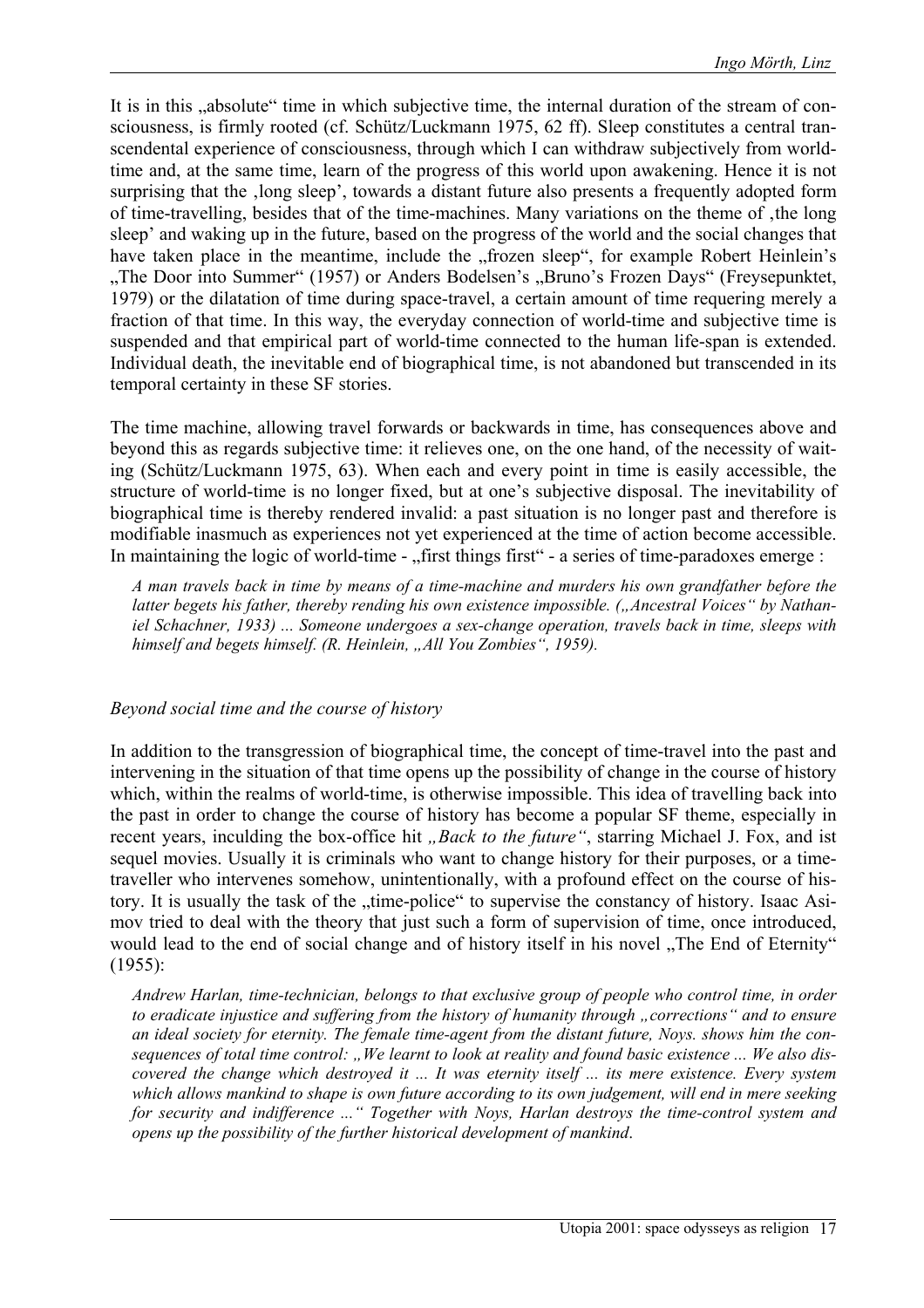It is in this „absolute" time in which subjective time, the internal duration of the stream of consciousness, is firmly rooted (cf. Schütz/Luckmann 1975, 62 ff). Sleep constitutes a central transcendental experience of consciousness, through which I can withdraw subjectively from world-time and, at the same time, learn of the progress of this world upon awakening. Hence it is not surprising that the ‚long sleep', towards a distant future also presents a frequently adopted form of time-travelling, besides that of the time-machines. Many variations on the theme of ‚the long sleep' and waking up in the future, based on the progress of the world and the social changes that have taken place in the meantime, include the „frozen sleep", for example Robert Heinlein's „The Door into Summer" (1957) or Anders Bodelsen's „Bruno's Frozen Days" (Freysepunktet, 1979) or the dilatation of time during space-travel, a certain amount of time requering merely a fraction of that time. In this way, the everyday connection of world-time and subjective time is suspended and that empirical part of world-time connected to the human life-span is extended. Individual death, the inevitable end of biographical time, is not abandoned but transcended in its temporal certainty in these SF stories.

The time machine, allowing travel forwards or backwards in time, has consequences above and beyond this as regards subjective time: it relieves one, on the one hand, of the necessity of waiting (Schütz/Luckmann 1975, 63). When each and every point in time is easily accessible, the structure of world-time is no longer fixed, but at one's subjective disposal. The inevitability of biographical time is thereby rendered invalid: a past situation is no longer past and therefore is modifiable inasmuch as experiences not yet experienced at the time of action become accessible. In maintaining the logic of world-time - „first things first" - a series of time-paradoxes emerge :

> *A man travels back in time by means of a time-machine and murders his own grandfather before the latter begets his father, thereby rending his own existence impossible. („Ancestral Voices" by Nathaniel Schachner, 1933) ... Someone undergoes a sex-change operation, travels back in time, sleeps with himself and begets himself. (R. Heinlein, „All You Zombies", 1959).*

*Beyond social time and the course of history*

In addition to the transgression of biographical time, the concept of time-travel into the past and intervening in the situation of that time opens up the possibility of change in the course of history which, within the realms of world-time, is otherwise impossible. This idea of travelling back into the past in order to change the course of history has become a popular SF theme, especially in recent years, inculding the box-office hit *„Back to the future"*, starring Michael J. Fox, and ist sequel movies. Usually it is criminals who want to change history for their purposes, or a time-traveller who intervenes somehow, unintentionally, with a profound effect on the course of history. It is usually the task of the „time-police" to supervise the constancy of history. Isaac Asimov tried to deal with the theory that just such a form of supervision of time, once introduced, would lead to the end of social change and of history itself in his novel „The End of Eternity" (1955):

> *Andrew Harlan, time-technician, belongs to that exclusive group of people who control time, in order to eradicate injustice and suffering from the history of humanity through „corrections" and to ensure an ideal society for eternity. The female time-agent from the distant future, Noys. shows him the consequences of total time control: „We learnt to look at reality and found basic existence ... We also discovered the change which destroyed it ... It was eternity itself ... its mere existence. Every system which allows mankind to shape is own future according to its own judgement, will end in mere seeking for security and indifference ..." Together with Noys, Harlan destroys the time-control system and opens up the possibility of the further historical development of mankind.*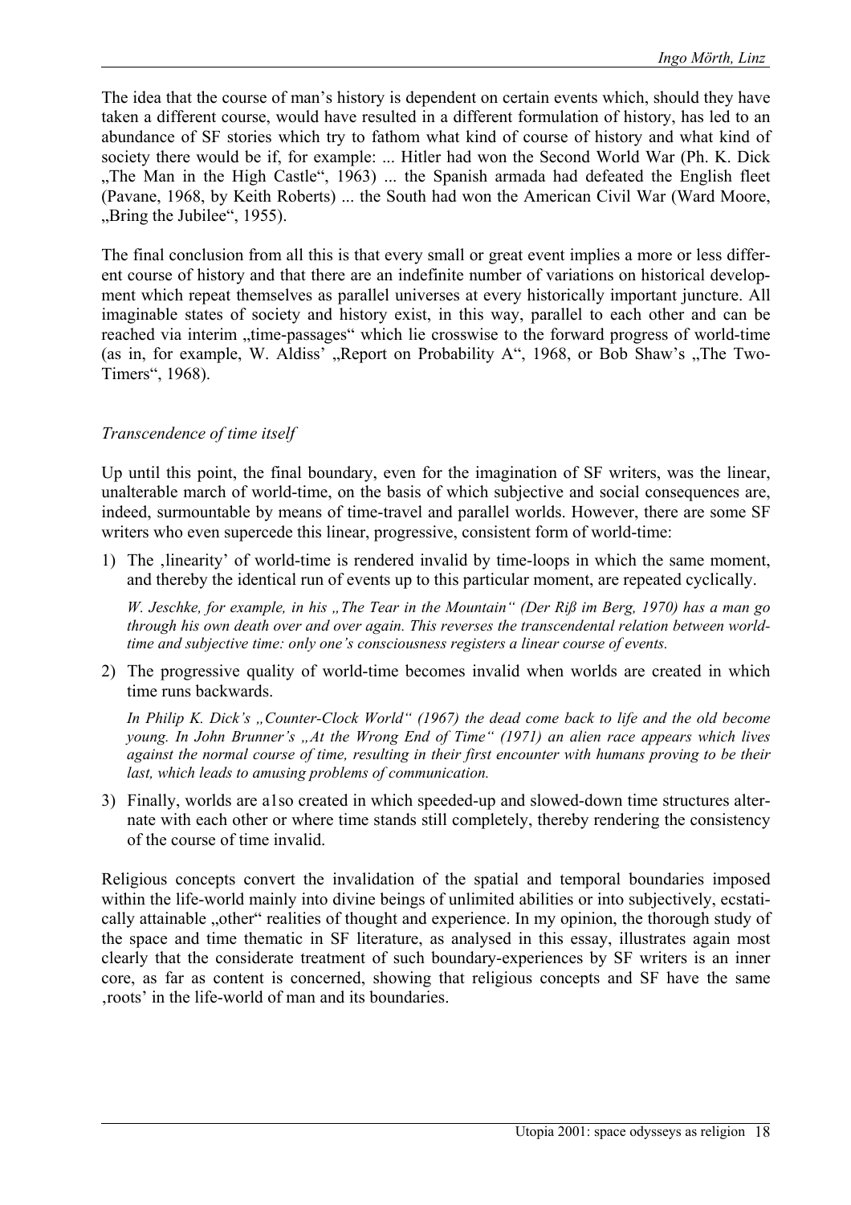The idea that the course of man's history is dependent on certain events which, should they have taken a different course, would have resulted in a different formulation of history, has led to an abundance of SF stories which try to fathom what kind of course of history and what kind of society there would be if, for example: ... Hitler had won the Second World War (Ph. K. Dick „The Man in the High Castle", 1963) ... the Spanish armada had defeated the English fleet (Pavane, 1968, by Keith Roberts) ... the South had won the American Civil War (Ward Moore, „Bring the Jubilee", 1955).

The final conclusion from all this is that every small or great event implies a more or less different course of history and that there are an indefinite number of variations on historical development which repeat themselves as parallel universes at every historically important juncture. All imaginable states of society and history exist, in this way, parallel to each other and can be reached via interim „time-passages" which lie crosswise to the forward progress of world-time (as in, for example, W. Aldiss' „Report on Probability A", 1968, or Bob Shaw's „The Two-Timers", 1968).

*Transcendence of time itself*

Up until this point, the final boundary, even for the imagination of SF writers, was the linear, unalterable march of world-time, on the basis of which subjective and social consequences are, indeed, surmountable by means of time-travel and parallel worlds. However, there are some SF writers who even supercede this linear, progressive, consistent form of world-time:

1) The ‚linearity' of world-time is rendered invalid by time-loops in which the same moment, and thereby the identical run of events up to this particular moment, are repeated cyclically.

   *W. Jeschke, for example, in his „The Tear in the Mountain" (Der Riß im Berg, 1970) has a man go through his own death over and over again. This reverses the transcendental relation between world-time and subjective time: only one's consciousness registers a linear course of events.*

2) The progressive quality of world-time becomes invalid when worlds are created in which time runs backwards.

   *In Philip K. Dick's „Counter-Clock World" (1967) the dead come back to life and the old become young. In John Brunner's „At the Wrong End of Time" (1971) an alien race appears which lives against the normal course of time, resulting in their first encounter with humans proving to be their last, which leads to amusing problems of communication.*

3) Finally, worlds are a1so created in which speeded-up and slowed-down time structures alternate with each other or where time stands still completely, thereby rendering the consistency of the course of time invalid.

Religious concepts convert the invalidation of the spatial and temporal boundaries imposed within the life-world mainly into divine beings of unlimited abilities or into subjectively, ecstatically attainable „other" realities of thought and experience. In my opinion, the thorough study of the space and time thematic in SF literature, as analysed in this essay, illustrates again most clearly that the considerate treatment of such boundary-experiences by SF writers is an inner core, as far as content is concerned, showing that religious concepts and SF have the same ‚roots' in the life-world of man and its boundaries.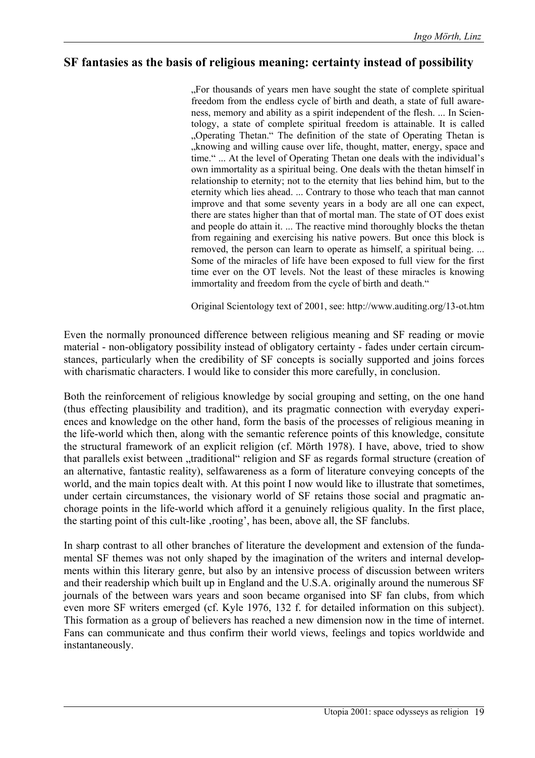## SF fantasies as the basis of religious meaning: certainty instead of possibility

> „For thousands of years men have sought the state of complete spiritual freedom from the endless cycle of birth and death, a state of full awareness, memory and ability as a spirit independent of the flesh. ... In Scientology, a state of complete spiritual freedom is attainable. It is called „Operating Thetan." The definition of the state of Operating Thetan is „knowing and willing cause over life, thought, matter, energy, space and time." ... At the level of Operating Thetan one deals with the individual's own immortality as a spiritual being. One deals with the thetan himself in relationship to eternity; not to the eternity that lies behind him, but to the eternity which lies ahead. ... Contrary to those who teach that man cannot improve and that some seventy years in a body are all one can expect, there are states higher than that of mortal man. The state of OT does exist and people do attain it. ... The reactive mind thoroughly blocks the thetan from regaining and exercising his native powers. But once this block is removed, the person can learn to operate as himself, a spiritual being. ... Some of the miracles of life have been exposed to full view for the first time ever on the OT levels. Not the least of these miracles is knowing immortality and freedom from the cycle of birth and death."
>
> Original Scientology text of 2001, see: http://www.auditing.org/13-ot.htm

Even the normally pronounced difference between religious meaning and SF reading or movie material - non-obligatory possibility instead of obligatory certainty - fades under certain circumstances, particularly when the credibility of SF concepts is socially supported and joins forces with charismatic characters. I would like to consider this more carefully, in conclusion.

Both the reinforcement of religious knowledge by social grouping and setting, on the one hand (thus effecting plausibility and tradition), and its pragmatic connection with everyday experiences and knowledge on the other hand, form the basis of the processes of religious meaning in the life-world which then, along with the semantic reference points of this knowledge, consitute the structural framework of an explicit religion (cf. Mörth 1978). I have, above, tried to show that parallels exist between „traditional" religion and SF as regards formal structure (creation of an alternative, fantastic reality), selfawareness as a form of literature conveying concepts of the world, and the main topics dealt with. At this point I now would like to illustrate that sometimes, under certain circumstances, the visionary world of SF retains those social and pragmatic anchorage points in the life-world which afford it a genuinely religious quality. In the first place, the starting point of this cult-like ‚rooting', has been, above all, the SF fanclubs.

In sharp contrast to all other branches of literature the development and extension of the fundamental SF themes was not only shaped by the imagination of the writers and internal developments within this literary genre, but also by an intensive process of discussion between writers and their readership which built up in England and the U.S.A. originally around the numerous SF journals of the between wars years and soon became organised into SF fan clubs, from which even more SF writers emerged (cf. Kyle 1976, 132 f. for detailed information on this subject). This formation as a group of believers has reached a new dimension now in the time of internet. Fans can communicate and thus confirm their world views, feelings and topics worldwide and instantaneously.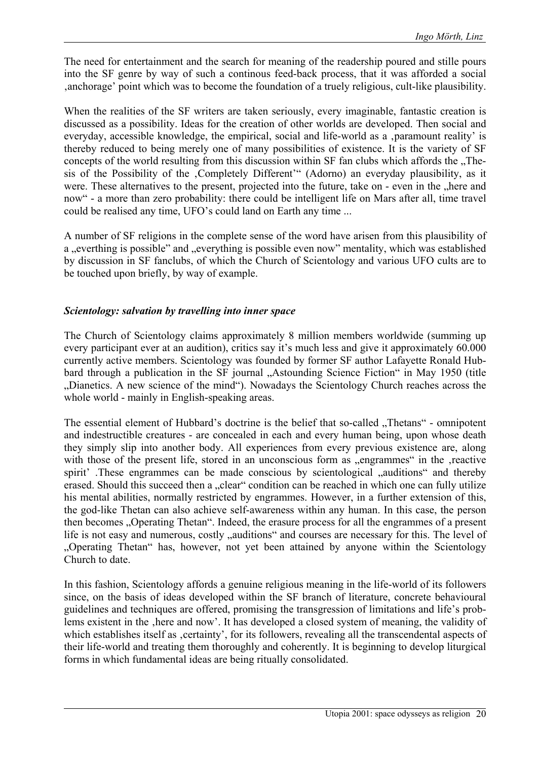The need for entertainment and the search for meaning of the readership poured and stille pours into the SF genre by way of such a continous feed-back process, that it was afforded a social ‚anchorage' point which was to become the foundation of a truely religious, cult-like plausibility.

When the realities of the SF writers are taken seriously, every imaginable, fantastic creation is discussed as a possibility. Ideas for the creation of other worlds are developed. Then social and everyday, accessible knowledge, the empirical, social and life-world as a ‚paramount reality' is thereby reduced to being merely one of many possibilities of existence. It is the variety of SF concepts of the world resulting from this discussion within SF fan clubs which affords the „Thesis of the Possibility of the ‚Completely Different'" (Adorno) an everyday plausibility, as it were. These alternatives to the present, projected into the future, take on - even in the „here and now" - a more than zero probability: there could be intelligent life on Mars after all, time travel could be realised any time, UFO's could land on Earth any time ...

A number of SF religions in the complete sense of the word have arisen from this plausibility of a „everthing is possible" and „everything is possible even now" mentality, which was established by discussion in SF fanclubs, of which the Church of Scientology and various UFO cults are to be touched upon briefly, by way of example.

### *Scientology: salvation by travelling into inner space*

The Church of Scientology claims approximately 8 million members worldwide (summing up every participant ever at an audition), critics say it's much less and give it approximately 60.000 currently active members. Scientology was founded by former SF author Lafayette Ronald Hubbard through a publication in the SF journal „Astounding Science Fiction" in May 1950 (title „Dianetics. A new science of the mind"). Nowadays the Scientology Church reaches across the whole world - mainly in English-speaking areas.

The essential element of Hubbard's doctrine is the belief that so-called „Thetans" - omnipotent and indestructible creatures - are concealed in each and every human being, upon whose death they simply slip into another body. All experiences from every previous existence are, along with those of the present life, stored in an unconscious form as „engrammes" in the ‚reactive spirit' .These engrammes can be made conscious by scientological „auditions" and thereby erased. Should this succeed then a „clear" condition can be reached in which one can fully utilize his mental abilities, normally restricted by engrammes. However, in a further extension of this, the god-like Thetan can also achieve self-awareness within any human. In this case, the person then becomes „Operating Thetan". Indeed, the erasure process for all the engrammes of a present life is not easy and numerous, costly „auditions" and courses are necessary for this. The level of „Operating Thetan" has, however, not yet been attained by anyone within the Scientology Church to date.

In this fashion, Scientology affords a genuine religious meaning in the life-world of its followers since, on the basis of ideas developed within the SF branch of literature, concrete behavioural guidelines and techniques are offered, promising the transgression of limitations and life's problems existent in the ‚here and now'. It has developed a closed system of meaning, the validity of which establishes itself as ‚certainty', for its followers, revealing all the transcendental aspects of their life-world and treating them thoroughly and coherently. It is beginning to develop liturgical forms in which fundamental ideas are being ritually consolidated.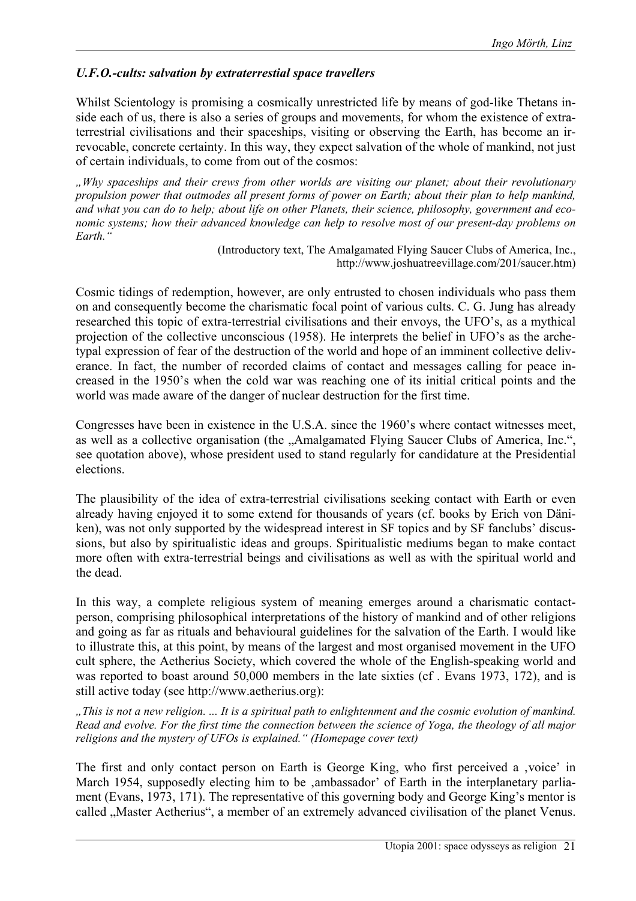### *U.F.O.-cults: salvation by extraterrestial space travellers*

Whilst Scientology is promising a cosmically unrestricted life by means of god-like Thetans inside each of us, there is also a series of groups and movements, for whom the existence of extraterrestrial civilisations and their spaceships, visiting or observing the Earth, has become an irrevocable, concrete certainty. In this way, they expect salvation of the whole of mankind, not just of certain individuals, to come from out of the cosmos:

> *„Why spaceships and their crews from other worlds are visiting our planet; about their revolutionary propulsion power that outmodes all present forms of power on Earth; about their plan to help mankind, and what you can do to help; about life on other Planets, their science, philosophy, government and economic systems; how their advanced knowledge can help to resolve most of our present-day problems on Earth.“*
>
> (Introductory text, The Amalgamated Flying Saucer Clubs of America, Inc., http://www.joshuatreevillage.com/201/saucer.htm)

Cosmic tidings of redemption, however, are only entrusted to chosen individuals who pass them on and consequently become the charismatic focal point of various cults. C. G. Jung has already researched this topic of extra-terrestrial civilisations and their envoys, the UFO's, as a mythical projection of the collective unconscious (1958). He interprets the belief in UFO's as the archetypal expression of fear of the destruction of the world and hope of an imminent collective deliverance. In fact, the number of recorded claims of contact and messages calling for peace increased in the 1950's when the cold war was reaching one of its initial critical points and the world was made aware of the danger of nuclear destruction for the first time.

Congresses have been in existence in the U.S.A. since the 1960's where contact witnesses meet, as well as a collective organisation (the „Amalgamated Flying Saucer Clubs of America, Inc.“, see quotation above), whose president used to stand regularly for candidature at the Presidential elections.

The plausibility of the idea of extra-terrestrial civilisations seeking contact with Earth or even already having enjoyed it to some extend for thousands of years (cf. books by Erich von Däniken), was not only supported by the widespread interest in SF topics and by SF fanclubs' discussions, but also by spiritualistic ideas and groups. Spiritualistic mediums began to make contact more often with extra-terrestrial beings and civilisations as well as with the spiritual world and the dead.

In this way, a complete religious system of meaning emerges around a charismatic contact-person, comprising philosophical interpretations of the history of mankind and of other religions and going as far as rituals and behavioural guidelines for the salvation of the Earth. I would like to illustrate this, at this point, by means of the largest and most organised movement in the UFO cult sphere, the Aetherius Society, which covered the whole of the English-speaking world and was reported to boast around 50,000 members in the late sixties (cf . Evans 1973, 172), and is still active today (see http://www.aetherius.org):

> *„This is not a new religion. ... It is a spiritual path to enlightenment and the cosmic evolution of mankind. Read and evolve. For the first time the connection between the science of Yoga, the theology of all major religions and the mystery of UFOs is explained.“ (Homepage cover text)*

The first and only contact person on Earth is George King, who first perceived a ‚voice' in March 1954, supposedly electing him to be ‚ambassador' of Earth in the interplanetary parliament (Evans, 1973, 171). The representative of this governing body and George King's mentor is called „Master Aetherius“, a member of an extremely advanced civilisation of the planet Venus.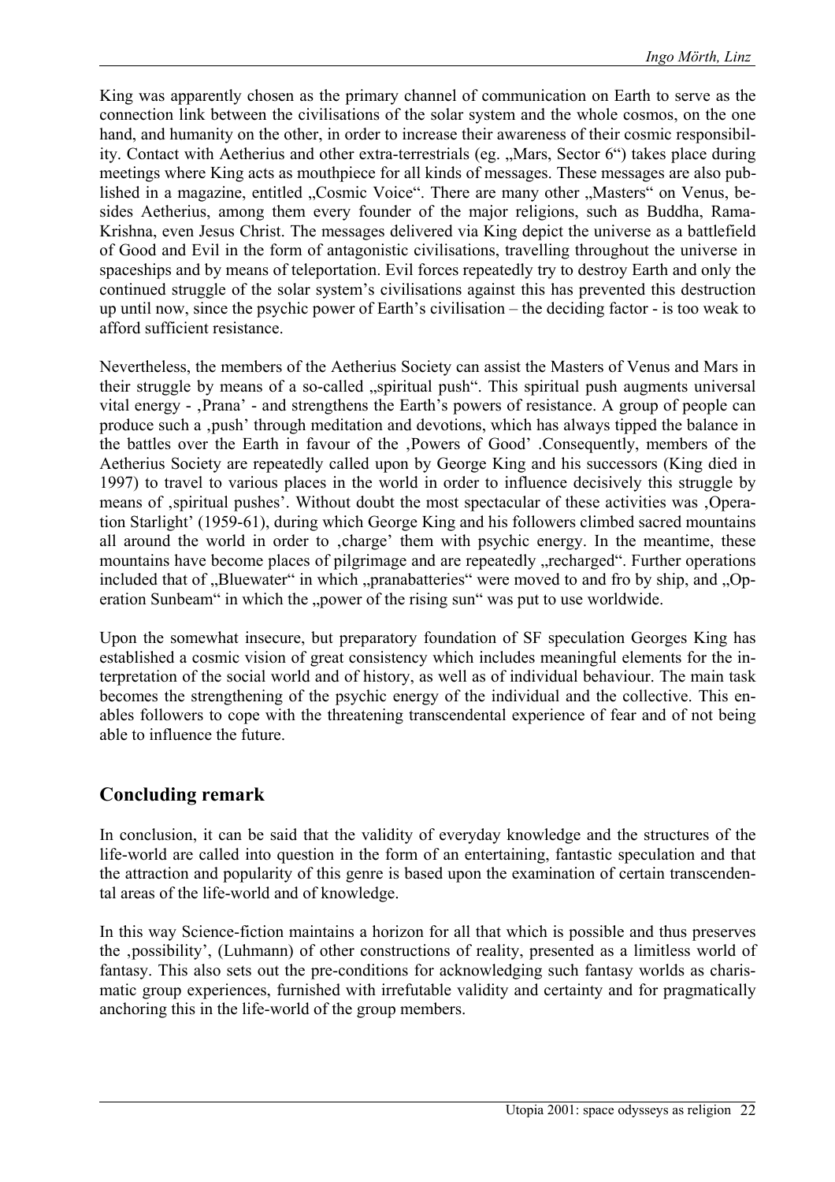King was apparently chosen as the primary channel of communication on Earth to serve as the connection link between the civilisations of the solar system and the whole cosmos, on the one hand, and humanity on the other, in order to increase their awareness of their cosmic responsibility. Contact with Aetherius and other extra-terrestrials (eg. „Mars, Sector 6") takes place during meetings where King acts as mouthpiece for all kinds of messages. These messages are also published in a magazine, entitled „Cosmic Voice". There are many other „Masters" on Venus, besides Aetherius, among them every founder of the major religions, such as Buddha, Rama-Krishna, even Jesus Christ. The messages delivered via King depict the universe as a battlefield of Good and Evil in the form of antagonistic civilisations, travelling throughout the universe in spaceships and by means of teleportation. Evil forces repeatedly try to destroy Earth and only the continued struggle of the solar system's civilisations against this has prevented this destruction up until now, since the psychic power of Earth's civilisation – the deciding factor - is too weak to afford sufficient resistance.

Nevertheless, the members of the Aetherius Society can assist the Masters of Venus and Mars in their struggle by means of a so-called „spiritual push". This spiritual push augments universal vital energy - ‚Prana' - and strengthens the Earth's powers of resistance. A group of people can produce such a ‚push' through meditation and devotions, which has always tipped the balance in the battles over the Earth in favour of the ‚Powers of Good' .Consequently, members of the Aetherius Society are repeatedly called upon by George King and his successors (King died in 1997) to travel to various places in the world in order to influence decisively this struggle by means of ‚spiritual pushes'. Without doubt the most spectacular of these activities was ‚Operation Starlight' (1959-61), during which George King and his followers climbed sacred mountains all around the world in order to ‚charge' them with psychic energy. In the meantime, these mountains have become places of pilgrimage and are repeatedly „recharged". Further operations included that of „Bluewater" in which „pranabatteries" were moved to and fro by ship, and „Operation Sunbeam" in which the „power of the rising sun" was put to use worldwide.

Upon the somewhat insecure, but preparatory foundation of SF speculation Georges King has established a cosmic vision of great consistency which includes meaningful elements for the interpretation of the social world and of history, as well as of individual behaviour. The main task becomes the strengthening of the psychic energy of the individual and the collective. This enables followers to cope with the threatening transcendental experience of fear and of not being able to influence the future.

## Concluding remark

In conclusion, it can be said that the validity of everyday knowledge and the structures of the life-world are called into question in the form of an entertaining, fantastic speculation and that the attraction and popularity of this genre is based upon the examination of certain transcendental areas of the life-world and of knowledge.

In this way Science-fiction maintains a horizon for all that which is possible and thus preserves the ‚possibility', (Luhmann) of other constructions of reality, presented as a limitless world of fantasy. This also sets out the pre-conditions for acknowledging such fantasy worlds as charismatic group experiences, furnished with irrefutable validity and certainty and for pragmatically anchoring this in the life-world of the group members.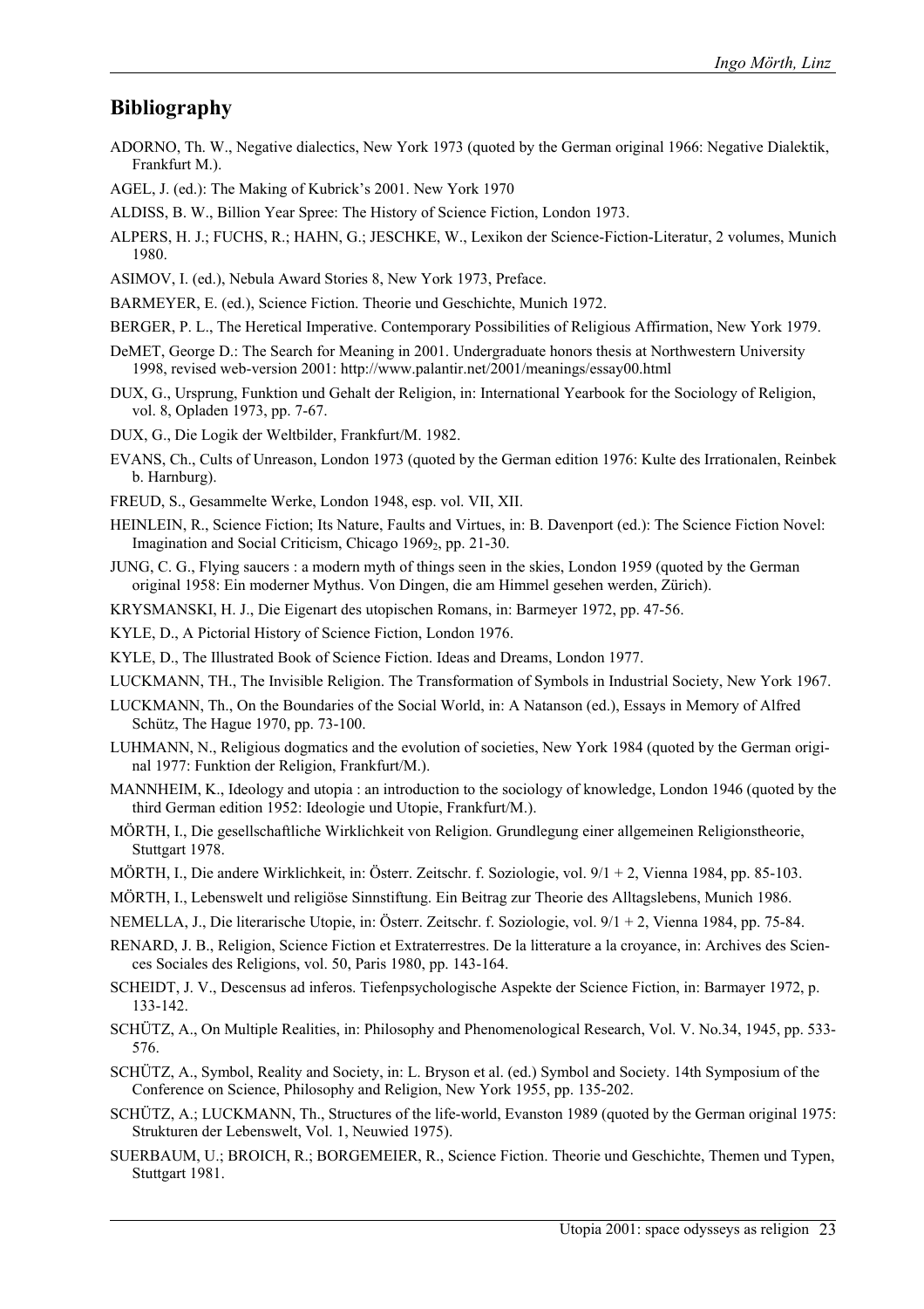## Bibliography

ADORNO, Th. W., Negative dialectics, New York 1973 (quoted by the German original 1966: Negative Dialektik, Frankfurt M.).

AGEL, J. (ed.): The Making of Kubrick's 2001. New York 1970

ALDISS, B. W., Billion Year Spree: The History of Science Fiction, London 1973.

ALPERS, H. J.; FUCHS, R.; HAHN, G.; JESCHKE, W., Lexikon der Science-Fiction-Literatur, 2 volumes, Munich 1980.

ASIMOV, I. (ed.), Nebula Award Stories 8, New York 1973, Preface.

BARMEYER, E. (ed.), Science Fiction. Theorie und Geschichte, Munich 1972.

BERGER, P. L., The Heretical Imperative. Contemporary Possibilities of Religious Affirmation, New York 1979.

DeMET, George D.: The Search for Meaning in 2001. Undergraduate honors thesis at Northwestern University 1998, revised web-version 2001: http://www.palantir.net/2001/meanings/essay00.html

DUX, G., Ursprung, Funktion und Gehalt der Religion, in: International Yearbook for the Sociology of Religion, vol. 8, Opladen 1973, pp. 7-67.

DUX, G., Die Logik der Weltbilder, Frankfurt/M. 1982.

EVANS, Ch., Cults of Unreason, London 1973 (quoted by the German edition 1976: Kulte des Irrationalen, Reinbek b. Harnburg).

FREUD, S., Gesammelte Werke, London 1948, esp. vol. VII, XII.

HEINLEIN, R., Science Fiction; Its Nature, Faults and Virtues, in: B. Davenport (ed.): The Science Fiction Novel: Imagination and Social Criticism, Chicago $1969_2$, pp. 21-30.

JUNG, C. G., Flying saucers : a modern myth of things seen in the skies, London 1959 (quoted by the German original 1958: Ein moderner Mythus. Von Dingen, die am Himmel gesehen werden, Zürich).

KRYSMANSKI, H. J., Die Eigenart des utopischen Romans, in: Barmeyer 1972, pp. 47-56.

KYLE, D., A Pictorial History of Science Fiction, London 1976.

KYLE, D., The Illustrated Book of Science Fiction. Ideas and Dreams, London 1977.

LUCKMANN, TH., The Invisible Religion. The Transformation of Symbols in Industrial Society, New York 1967.

LUCKMANN, Th., On the Boundaries of the Social World, in: A Natanson (ed.), Essays in Memory of Alfred Schütz, The Hague 1970, pp. 73-100.

LUHMANN, N., Religious dogmatics and the evolution of societies, New York 1984 (quoted by the German original 1977: Funktion der Religion, Frankfurt/M.).

MANNHEIM, K., Ideology and utopia : an introduction to the sociology of knowledge, London 1946 (quoted by the third German edition 1952: Ideologie und Utopie, Frankfurt/M.).

MÖRTH, I., Die gesellschaftliche Wirklichkeit von Religion. Grundlegung einer allgemeinen Religionstheorie, Stuttgart 1978.

MÖRTH, I., Die andere Wirklichkeit, in: Österr. Zeitschr. f. Soziologie, vol. 9/1 + 2, Vienna 1984, pp. 85-103.

MÖRTH, I., Lebenswelt und religiöse Sinnstiftung. Ein Beitrag zur Theorie des Alltagslebens, Munich 1986.

NEMELLA, J., Die literarische Utopie, in: Österr. Zeitschr. f. Soziologie, vol. 9/1 + 2, Vienna 1984, pp. 75-84.

RENARD, J. B., Religion, Science Fiction et Extraterrestres. De la litterature a la croyance, in: Archives des Sciences Sociales des Religions, vol. 50, Paris 1980, pp. 143-164.

SCHEIDT, J. V., Descensus ad inferos. Tiefenpsychologische Aspekte der Science Fiction, in: Barmayer 1972, p. 133-142.

SCHÜTZ, A., On Multiple Realities, in: Philosophy and Phenomenological Research, Vol. V. No.34, 1945, pp. 533-576.

SCHÜTZ, A., Symbol, Reality and Society, in: L. Bryson et al. (ed.) Symbol and Society. 14th Symposium of the Conference on Science, Philosophy and Religion, New York 1955, pp. 135-202.

SCHÜTZ, A.; LUCKMANN, Th., Structures of the life-world, Evanston 1989 (quoted by the German original 1975: Strukturen der Lebenswelt, Vol. 1, Neuwied 1975).

SUERBAUM, U.; BROICH, R.; BORGEMEIER, R., Science Fiction. Theorie und Geschichte, Themen und Typen, Stuttgart 1981.